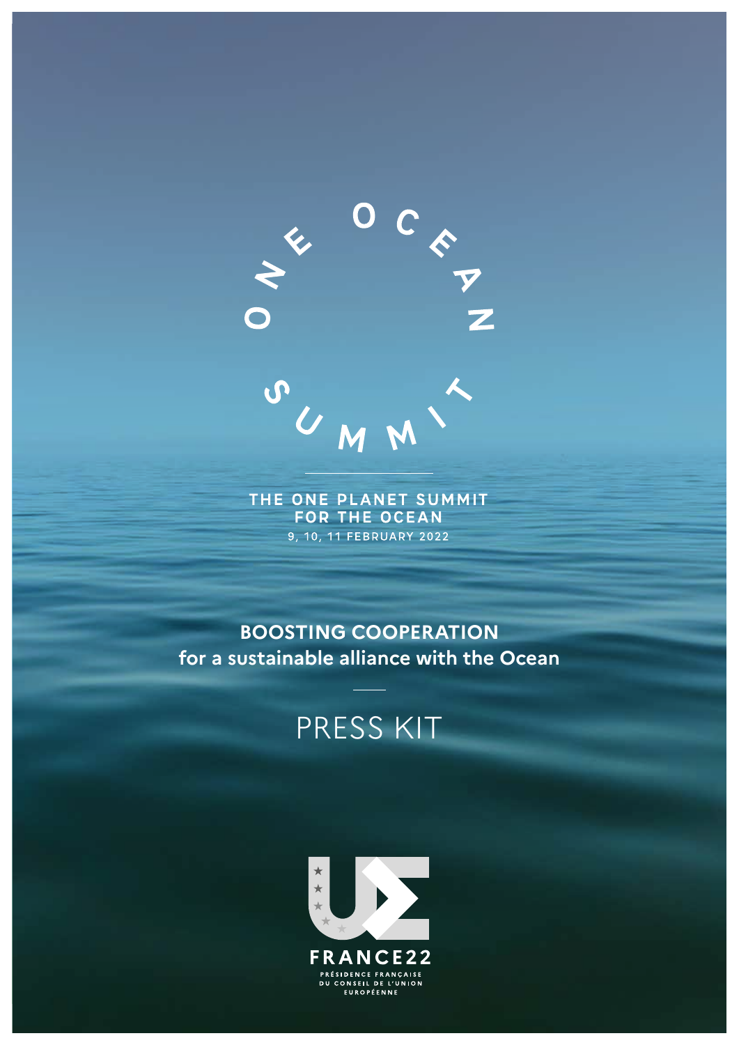# ONE OCEAN SUMMIT

THE ONE PLANET SUMMIT FOR THE OCEAN

9, 10, 11 FEBRUARY 2022

## BOOSTING COOPERATION
## for a sustainable alliance with the Ocean

# PRESS KIT

FRANCE22

PRÉSIDENCE FRANÇAISE DU CONSEIL DE L'UNION EUROPÉENNE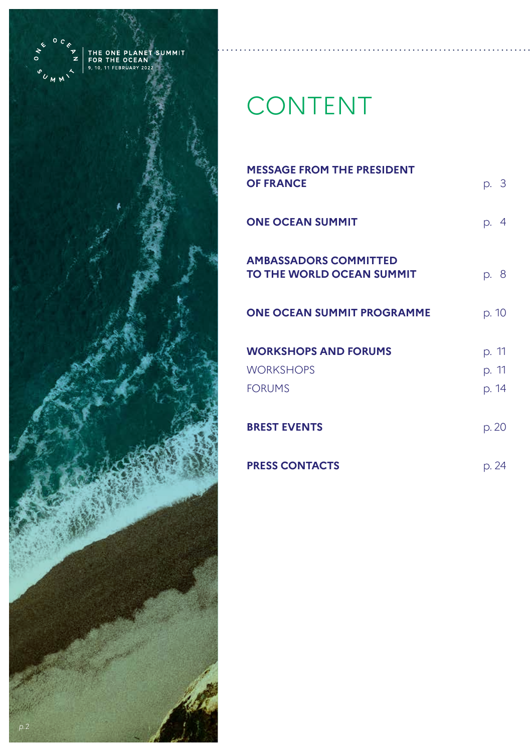# CONTENT

| | |
|---|---|
| **MESSAGE FROM THE PRESIDENT OF FRANCE** | p. 3 |
| **ONE OCEAN SUMMIT** | p. 4 |
| **AMBASSADORS COMMITTED TO THE WORLD OCEAN SUMMIT** | p. 8 |
| **ONE OCEAN SUMMIT PROGRAMME** | p. 10 |
| **WORKSHOPS AND FORUMS** | p. 11 |
| WORKSHOPS | p. 11 |
| FORUMS | p. 14 |
| **BREST EVENTS** | p. 20 |
| **PRESS CONTACTS** | p. 24 |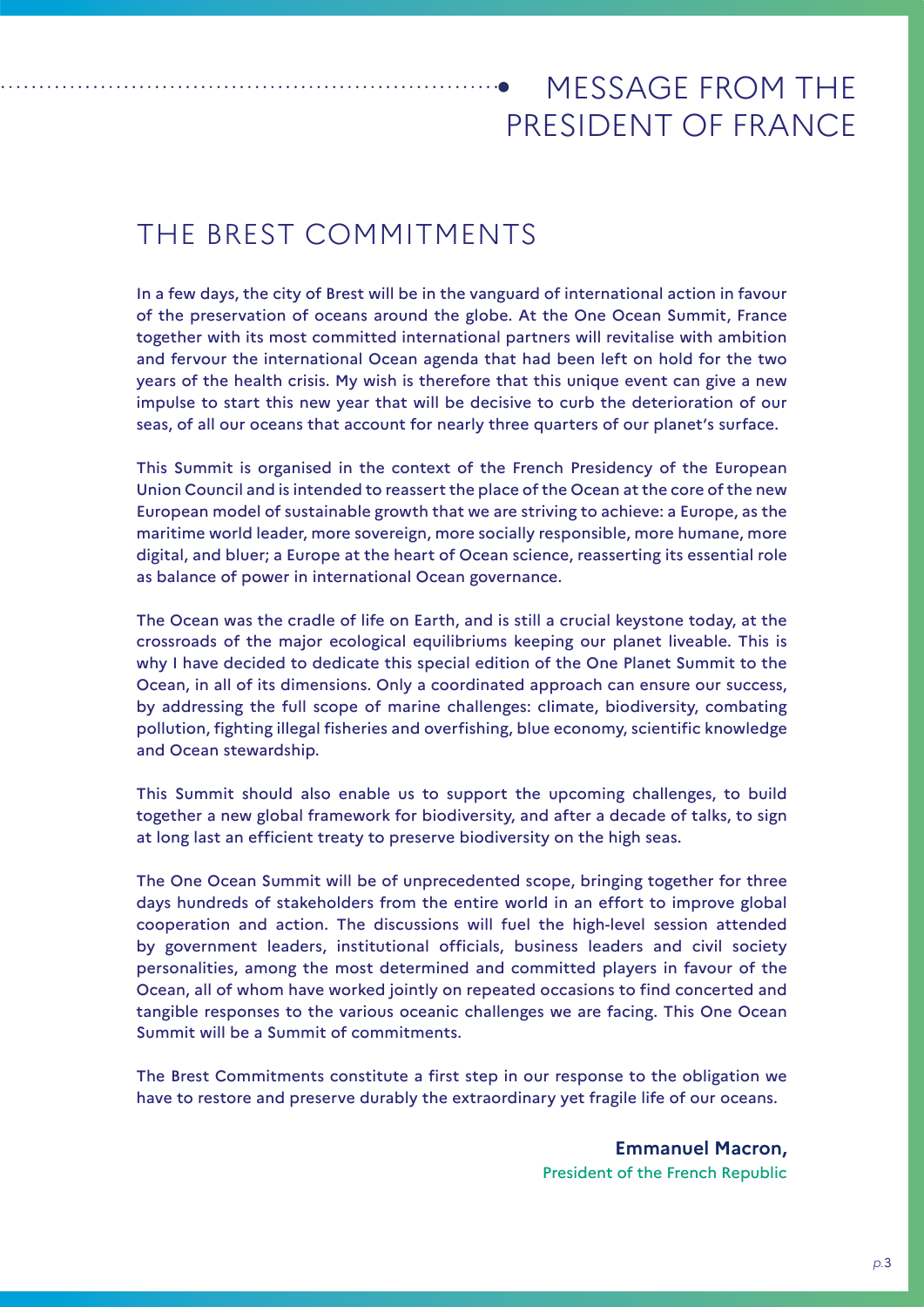# MESSAGE FROM THE PRESIDENT OF FRANCE

## THE BREST COMMITMENTS

In a few days, the city of Brest will be in the vanguard of international action in favour of the preservation of oceans around the globe. At the One Ocean Summit, France together with its most committed international partners will revitalise with ambition and fervour the international Ocean agenda that had been left on hold for the two years of the health crisis. My wish is therefore that this unique event can give a new impulse to start this new year that will be decisive to curb the deterioration of our seas, of all our oceans that account for nearly three quarters of our planet's surface.

This Summit is organised in the context of the French Presidency of the European Union Council and is intended to reassert the place of the Ocean at the core of the new European model of sustainable growth that we are striving to achieve: a Europe, as the maritime world leader, more sovereign, more socially responsible, more humane, more digital, and bluer; a Europe at the heart of Ocean science, reasserting its essential role as balance of power in international Ocean governance.

The Ocean was the cradle of life on Earth, and is still a crucial keystone today, at the crossroads of the major ecological equilibriums keeping our planet liveable. This is why I have decided to dedicate this special edition of the One Planet Summit to the Ocean, in all of its dimensions. Only a coordinated approach can ensure our success, by addressing the full scope of marine challenges: climate, biodiversity, combating pollution, fighting illegal fisheries and overfishing, blue economy, scientific knowledge and Ocean stewardship.

This Summit should also enable us to support the upcoming challenges, to build together a new global framework for biodiversity, and after a decade of talks, to sign at long last an efficient treaty to preserve biodiversity on the high seas.

The One Ocean Summit will be of unprecedented scope, bringing together for three days hundreds of stakeholders from the entire world in an effort to improve global cooperation and action. The discussions will fuel the high-level session attended by government leaders, institutional officials, business leaders and civil society personalities, among the most determined and committed players in favour of the Ocean, all of whom have worked jointly on repeated occasions to find concerted and tangible responses to the various oceanic challenges we are facing. This One Ocean Summit will be a Summit of commitments.

The Brest Commitments constitute a first step in our response to the obligation we have to restore and preserve durably the extraordinary yet fragile life of our oceans.

**Emmanuel Macron,**
President of the French Republic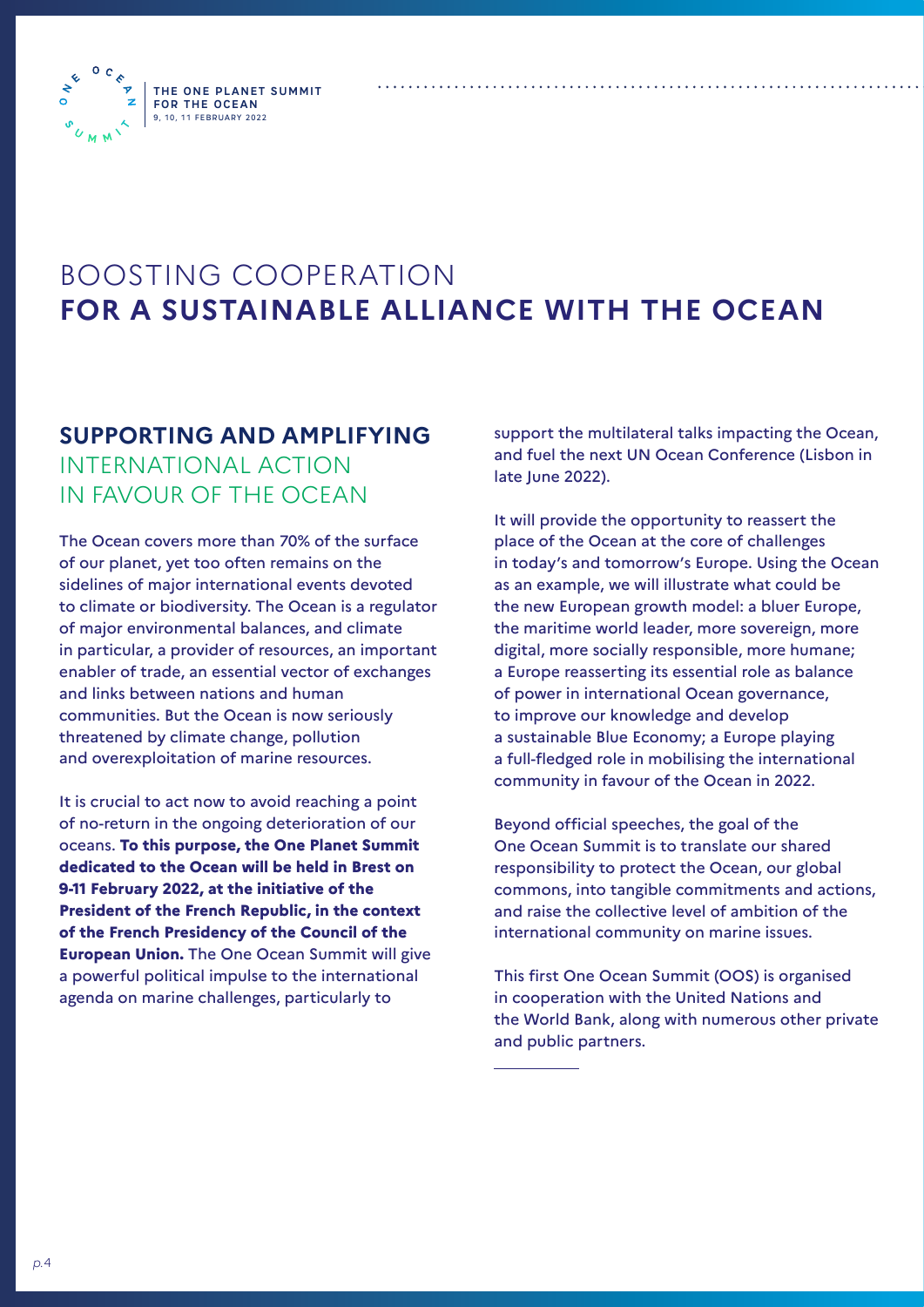# BOOSTING COOPERATION **FOR A SUSTAINABLE ALLIANCE WITH THE OCEAN**

## **SUPPORTING AND AMPLIFYING** INTERNATIONAL ACTION IN FAVOUR OF THE OCEAN

The Ocean covers more than 70% of the surface of our planet, yet too often remains on the sidelines of major international events devoted to climate or biodiversity. The Ocean is a regulator of major environmental balances, and climate in particular, a provider of resources, an important enabler of trade, an essential vector of exchanges and links between nations and human communities. But the Ocean is now seriously threatened by climate change, pollution and overexploitation of marine resources.

It is crucial to act now to avoid reaching a point of no-return in the ongoing deterioration of our oceans. **To this purpose, the One Planet Summit dedicated to the Ocean will be held in Brest on 9-11 February 2022, at the initiative of the President of the French Republic, in the context of the French Presidency of the Council of the European Union.** The One Ocean Summit will give a powerful political impulse to the international agenda on marine challenges, particularly to support the multilateral talks impacting the Ocean, and fuel the next UN Ocean Conference (Lisbon in late June 2022).

It will provide the opportunity to reassert the place of the Ocean at the core of challenges in today's and tomorrow's Europe. Using the Ocean as an example, we will illustrate what could be the new European growth model: a bluer Europe, the maritime world leader, more sovereign, more digital, more socially responsible, more humane; a Europe reasserting its essential role as balance of power in international Ocean governance, to improve our knowledge and develop a sustainable Blue Economy; a Europe playing a full-fledged role in mobilising the international community in favour of the Ocean in 2022.

Beyond official speeches, the goal of the One Ocean Summit is to translate our shared responsibility to protect the Ocean, our global commons, into tangible commitments and actions, and raise the collective level of ambition of the international community on marine issues.

This first One Ocean Summit (OOS) is organised in cooperation with the United Nations and the World Bank, along with numerous other private and public partners.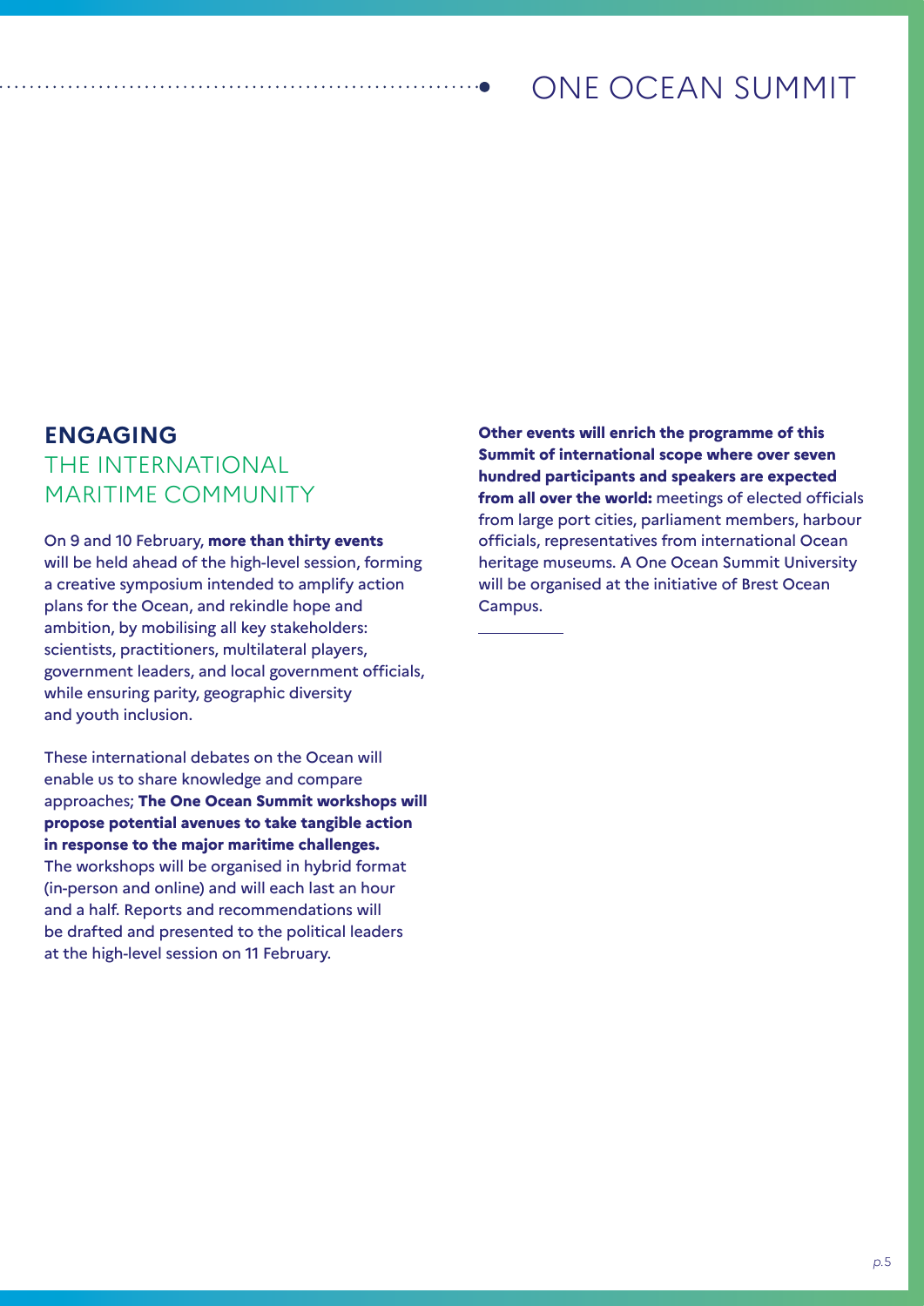## ENGAGING THE INTERNATIONAL MARITIME COMMUNITY

On 9 and 10 February, **more than thirty events** will be held ahead of the high-level session, forming a creative symposium intended to amplify action plans for the Ocean, and rekindle hope and ambition, by mobilising all key stakeholders: scientists, practitioners, multilateral players, government leaders, and local government officials, while ensuring parity, geographic diversity and youth inclusion.

These international debates on the Ocean will enable us to share knowledge and compare approaches; **The One Ocean Summit workshops will propose potential avenues to take tangible action in response to the major maritime challenges.** The workshops will be organised in hybrid format (in-person and online) and will each last an hour and a half. Reports and recommendations will be drafted and presented to the political leaders at the high-level session on 11 February.

**Other events will enrich the programme of this Summit of international scope where over seven hundred participants and speakers are expected from all over the world:** meetings of elected officials from large port cities, parliament members, harbour officials, representatives from international Ocean heritage museums. A One Ocean Summit University will be organised at the initiative of Brest Ocean Campus.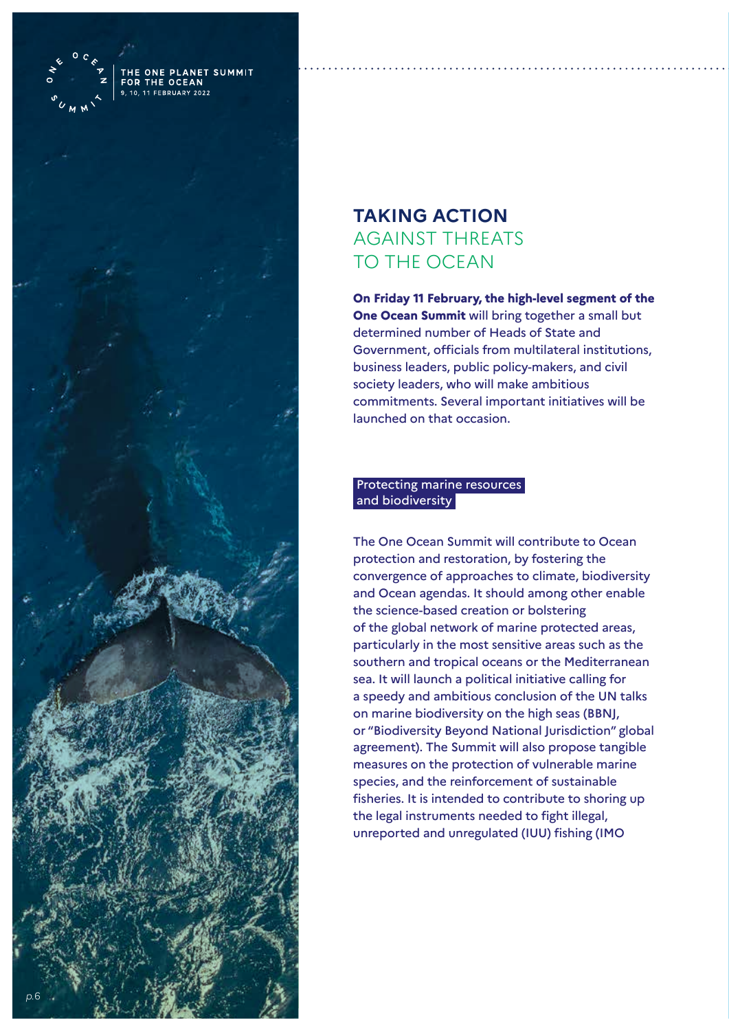# TAKING ACTION AGAINST THREATS TO THE OCEAN

**On Friday 11 February, the high-level segment of the One Ocean Summit** will bring together a small but determined number of Heads of State and Government, officials from multilateral institutions, business leaders, public policy-makers, and civil society leaders, who will make ambitious commitments. Several important initiatives will be launched on that occasion.

## Protecting marine resources and biodiversity

The One Ocean Summit will contribute to Ocean protection and restoration, by fostering the convergence of approaches to climate, biodiversity and Ocean agendas. It should among other enable the science-based creation or bolstering of the global network of marine protected areas, particularly in the most sensitive areas such as the southern and tropical oceans or the Mediterranean sea. It will launch a political initiative calling for a speedy and ambitious conclusion of the UN talks on marine biodiversity on the high seas (BBNJ, or "Biodiversity Beyond National Jurisdiction" global agreement). The Summit will also propose tangible measures on the protection of vulnerable marine species, and the reinforcement of sustainable fisheries. It is intended to contribute to shoring up the legal instruments needed to fight illegal, unreported and unregulated (IUU) fishing (IMO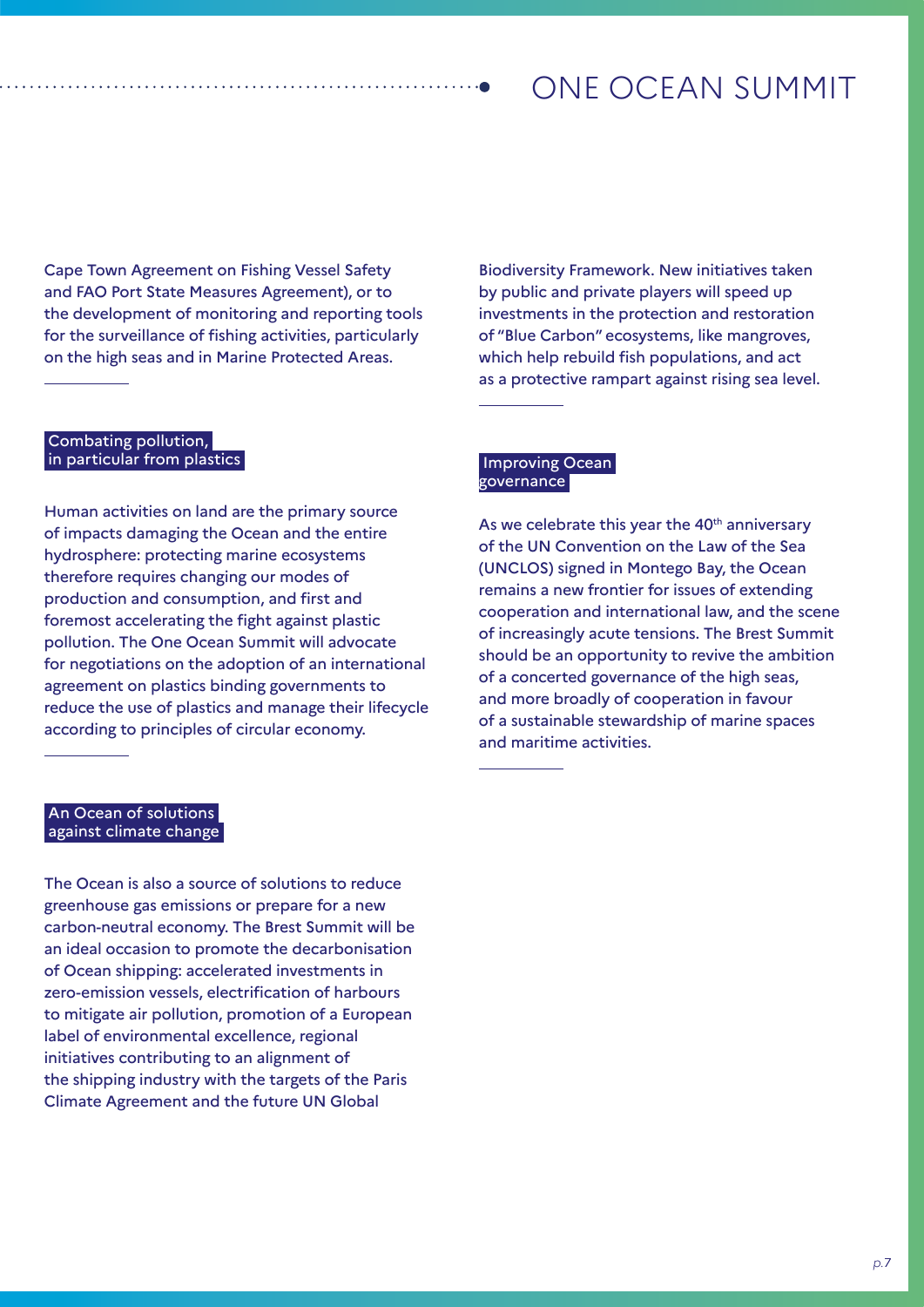Cape Town Agreement on Fishing Vessel Safety and FAO Port State Measures Agreement), or to the development of monitoring and reporting tools for the surveillance of fishing activities, particularly on the high seas and in Marine Protected Areas.

## Combating pollution, in particular from plastics

Human activities on land are the primary source of impacts damaging the Ocean and the entire hydrosphere: protecting marine ecosystems therefore requires changing our modes of production and consumption, and first and foremost accelerating the fight against plastic pollution. The One Ocean Summit will advocate for negotiations on the adoption of an international agreement on plastics binding governments to reduce the use of plastics and manage their lifecycle according to principles of circular economy.

## An Ocean of solutions against climate change

The Ocean is also a source of solutions to reduce greenhouse gas emissions or prepare for a new carbon-neutral economy. The Brest Summit will be an ideal occasion to promote the decarbonisation of Ocean shipping: accelerated investments in zero-emission vessels, electrification of harbours to mitigate air pollution, promotion of a European label of environmental excellence, regional initiatives contributing to an alignment of the shipping industry with the targets of the Paris Climate Agreement and the future UN Global Biodiversity Framework. New initiatives taken by public and private players will speed up investments in the protection and restoration of "Blue Carbon" ecosystems, like mangroves, which help rebuild fish populations, and act as a protective rampart against rising sea level.

## Improving Ocean governance

As we celebrate this year the 40th anniversary of the UN Convention on the Law of the Sea (UNCLOS) signed in Montego Bay, the Ocean remains a new frontier for issues of extending cooperation and international law, and the scene of increasingly acute tensions. The Brest Summit should be an opportunity to revive the ambition of a concerted governance of the high seas, and more broadly of cooperation in favour of a sustainable stewardship of marine spaces and maritime activities.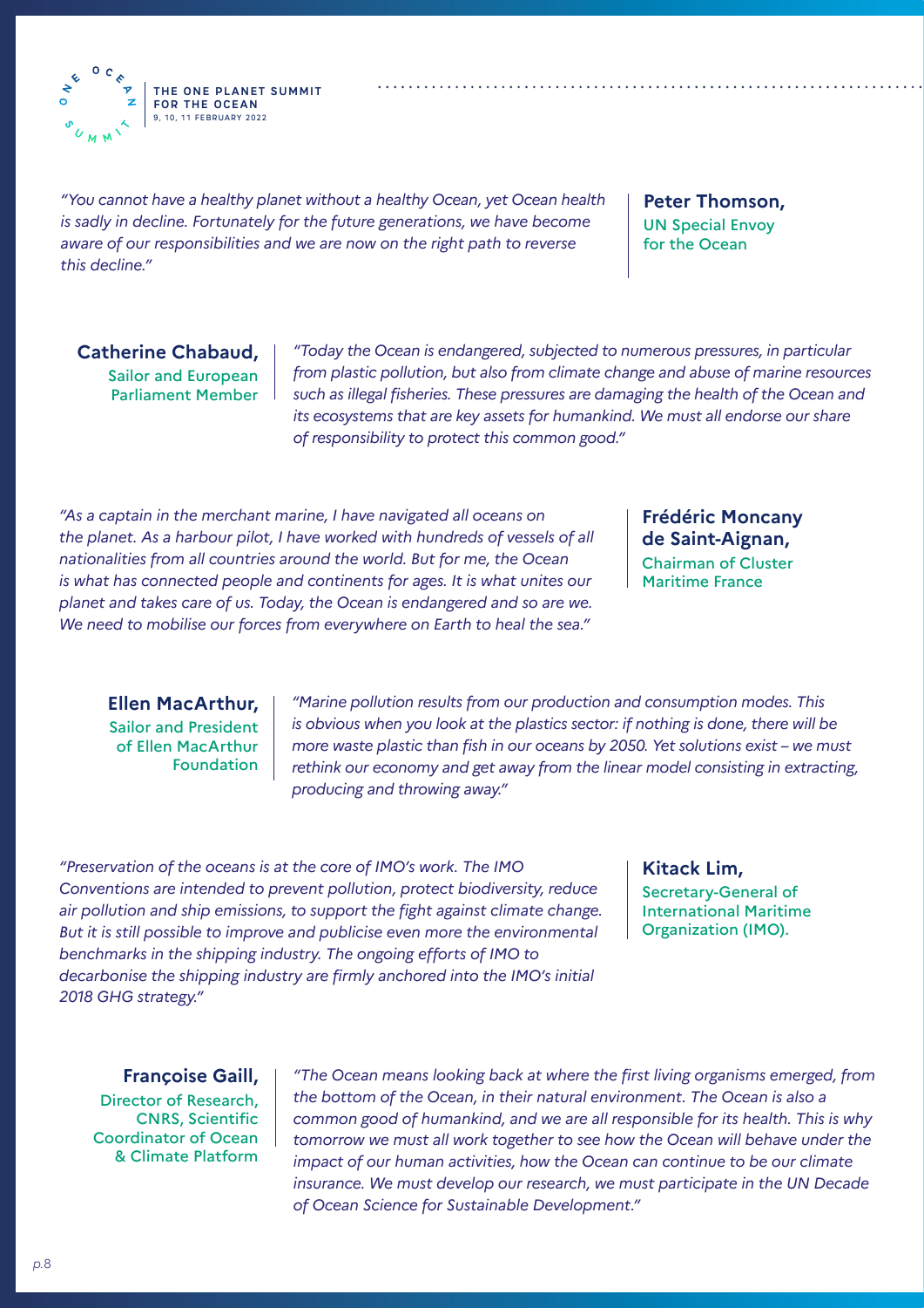*"You cannot have a healthy planet without a healthy Ocean, yet Ocean health is sadly in decline. Fortunately for the future generations, we have become aware of our responsibilities and we are now on the right path to reverse this decline."*

**Peter Thomson,**
UN Special Envoy for the Ocean

**Catherine Chabaud,**
Sailor and European Parliament Member

*"Today the Ocean is endangered, subjected to numerous pressures, in particular from plastic pollution, but also from climate change and abuse of marine resources such as illegal fisheries. These pressures are damaging the health of the Ocean and its ecosystems that are key assets for humankind. We must all endorse our share of responsibility to protect this common good."*

*"As a captain in the merchant marine, I have navigated all oceans on the planet. As a harbour pilot, I have worked with hundreds of vessels of all nationalities from all countries around the world. But for me, the Ocean is what has connected people and continents for ages. It is what unites our planet and takes care of us. Today, the Ocean is endangered and so are we. We need to mobilise our forces from everywhere on Earth to heal the sea."*

**Frédéric Moncany de Saint-Aignan,**
Chairman of Cluster Maritime France

**Ellen MacArthur,**
Sailor and President of Ellen MacArthur Foundation

*"Marine pollution results from our production and consumption modes. This is obvious when you look at the plastics sector: if nothing is done, there will be more waste plastic than fish in our oceans by 2050. Yet solutions exist – we must rethink our economy and get away from the linear model consisting in extracting, producing and throwing away."*

*"Preservation of the oceans is at the core of IMO's work. The IMO Conventions are intended to prevent pollution, protect biodiversity, reduce air pollution and ship emissions, to support the fight against climate change. But it is still possible to improve and publicise even more the environmental benchmarks in the shipping industry. The ongoing efforts of IMO to decarbonise the shipping industry are firmly anchored into the IMO's initial 2018 GHG strategy."*

**Kitack Lim,**
Secretary-General of International Maritime Organization (IMO).

**Françoise Gaill,**
Director of Research, CNRS, Scientific Coordinator of Ocean & Climate Platform

*"The Ocean means looking back at where the first living organisms emerged, from the bottom of the Ocean, in their natural environment. The Ocean is also a common good of humankind, and we are all responsible for its health. This is why tomorrow we must all work together to see how the Ocean will behave under the impact of our human activities, how the Ocean can continue to be our climate insurance. We must develop our research, we must participate in the UN Decade of Ocean Science for Sustainable Development."*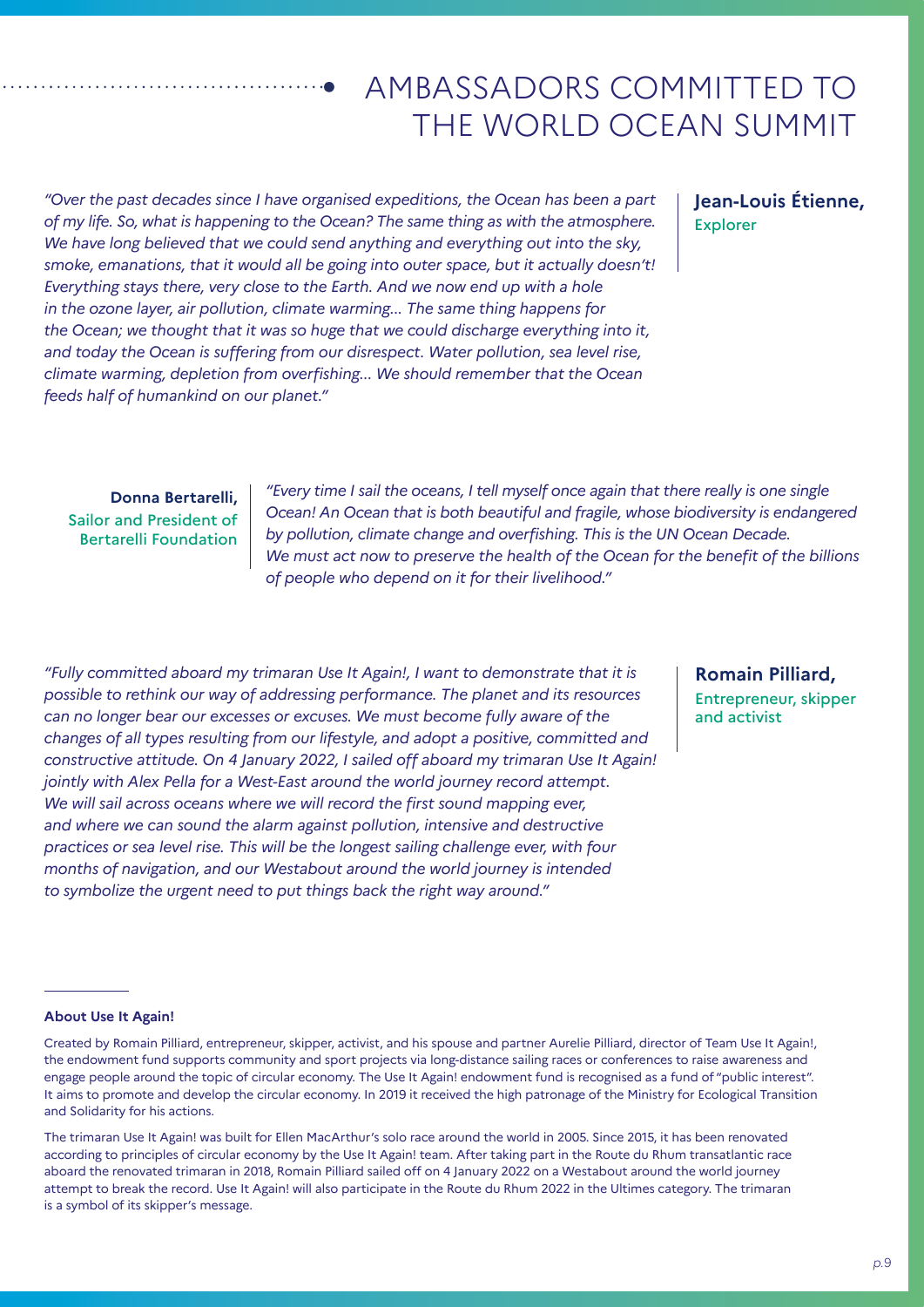# AMBASSADORS COMMITTED TO THE WORLD OCEAN SUMMIT

**Jean-Louis Étienne,**
Explorer

*"Over the past decades since I have organised expeditions, the Ocean has been a part of my life. So, what is happening to the Ocean? The same thing as with the atmosphere. We have long believed that we could send anything and everything out into the sky, smoke, emanations, that it would all be going into outer space, but it actually doesn't! Everything stays there, very close to the Earth. And we now end up with a hole in the ozone layer, air pollution, climate warming... The same thing happens for the Ocean; we thought that it was so huge that we could discharge everything into it, and today the Ocean is suffering from our disrespect. Water pollution, sea level rise, climate warming, depletion from overfishing... We should remember that the Ocean feeds half of humankind on our planet."*

**Donna Bertarelli,**
Sailor and President of Bertarelli Foundation

*"Every time I sail the oceans, I tell myself once again that there really is one single Ocean! An Ocean that is both beautiful and fragile, whose biodiversity is endangered by pollution, climate change and overfishing. This is the UN Ocean Decade. We must act now to preserve the health of the Ocean for the benefit of the billions of people who depend on it for their livelihood."*

**Romain Pilliard,**
Entrepreneur, skipper and activist

*"Fully committed aboard my trimaran Use It Again!, I want to demonstrate that it is possible to rethink our way of addressing performance. The planet and its resources can no longer bear our excesses or excuses. We must become fully aware of the changes of all types resulting from our lifestyle, and adopt a positive, committed and constructive attitude. On 4 January 2022, I sailed off aboard my trimaran Use It Again! jointly with Alex Pella for a West-East around the world journey record attempt. We will sail across oceans where we will record the first sound mapping ever, and where we can sound the alarm against pollution, intensive and destructive practices or sea level rise. This will be the longest sailing challenge ever, with four months of navigation, and our Westabout around the world journey is intended to symbolize the urgent need to put things back the right way around."*

---

**About Use It Again!**

Created by Romain Pilliard, entrepreneur, skipper, activist, and his spouse and partner Aurelie Pilliard, director of Team Use It Again!, the endowment fund supports community and sport projects via long-distance sailing races or conferences to raise awareness and engage people around the topic of circular economy. The Use It Again! endowment fund is recognised as a fund of "public interest". It aims to promote and develop the circular economy. In 2019 it received the high patronage of the Ministry for Ecological Transition and Solidarity for his actions.

The trimaran Use It Again! was built for Ellen MacArthur's solo race around the world in 2005. Since 2015, it has been renovated according to principles of circular economy by the Use It Again! team. After taking part in the Route du Rhum transatlantic race aboard the renovated trimaran in 2018, Romain Pilliard sailed off on 4 January 2022 on a Westabout around the world journey attempt to break the record. Use It Again! will also participate in the Route du Rhum 2022 in the Ultimes category. The trimaran is a symbol of its skipper's message.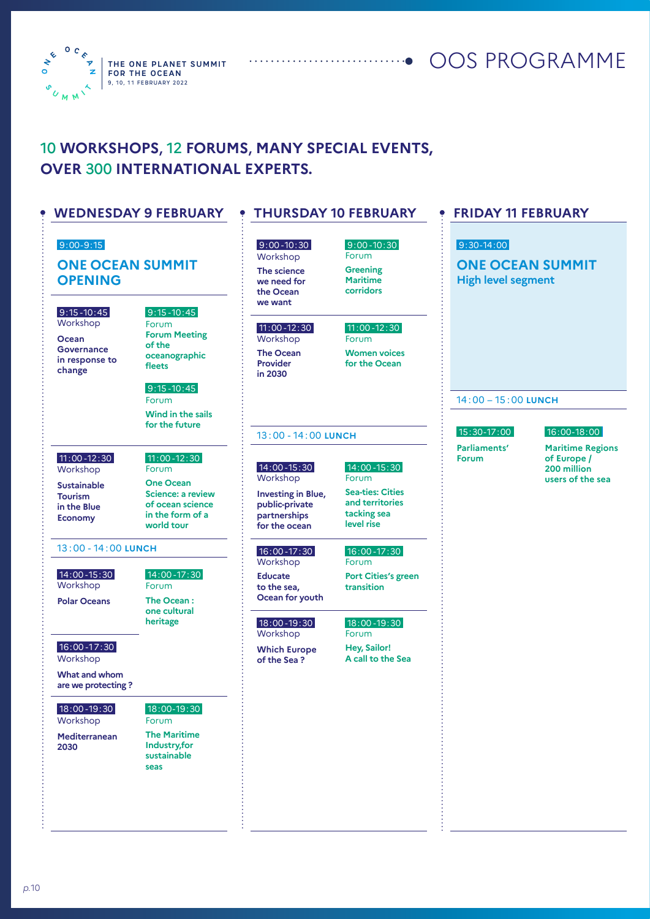THE ONE PLANET SUMMIT FOR THE OCEAN
9, 10, 11 FEBRUARY 2022

# OOS PROGRAMME

## 10 WORKSHOPS, 12 FORUMS, MANY SPECIAL EVENTS, OVER 300 INTERNATIONAL EXPERTS.

### WEDNESDAY 9 FEBRUARY

9:00-9:15

**ONE OCEAN SUMMIT OPENING**

9:15-10:45
Workshop
**Ocean Governance in response to change**

9:15-10:45
Forum
**Forum Meeting of the oceanographic fleets**

9:15-10:45
Forum
**Wind in the sails for the future**

11:00-12:30
Workshop
**Sustainable Tourism in the Blue Economy**

11:00-12:30
Forum
**One Ocean Science: a review of ocean science in the form of a world tour**

13:00 - 14:00 **LUNCH**

14:00-15:30
Workshop
**Polar Oceans**

14:00-17:30
Forum
**The Ocean : one cultural heritage**

16:00-17:30
Workshop
**What and whom are we protecting ?**

18:00-19:30
Workshop
**Mediterranean 2030**

18:00-19:30
Forum
**The Maritime Industry,for sustainable seas**

### THURSDAY 10 FEBRUARY

9:00-10:30
Workshop
**The science we need for the Ocean we want**

9:00-10:30
Forum
**Greening Maritime corridors**

11:00-12:30
Workshop
**The Ocean Provider in 2030**

11:00-12:30
Forum
**Women voices for the Ocean**

13:00 - 14:00 **LUNCH**

14:00-15:30
Workshop
**Investing in Blue, public-private partnerships for the ocean**

14:00-15:30
Forum
**Sea-ties: Cities and territories tacking sea level rise**

16:00-17:30
Workshop
**Educate to the sea, Ocean for youth**

16:00-17:30
Forum
**Port Cities's green transition**

18:00-19:30
Workshop
**Which Europe of the Sea ?**

18:00-19:30
Forum
**Hey, Sailor! A call to the Sea**

### FRIDAY 11 FEBRUARY

9:30-14:00

**ONE OCEAN SUMMIT**
**High level segment**

14:00 – 15:00 **LUNCH**

15:30-17:00
**Parliaments' Forum**

16:00-18:00
**Maritime Regions of Europe / 200 million users of the sea**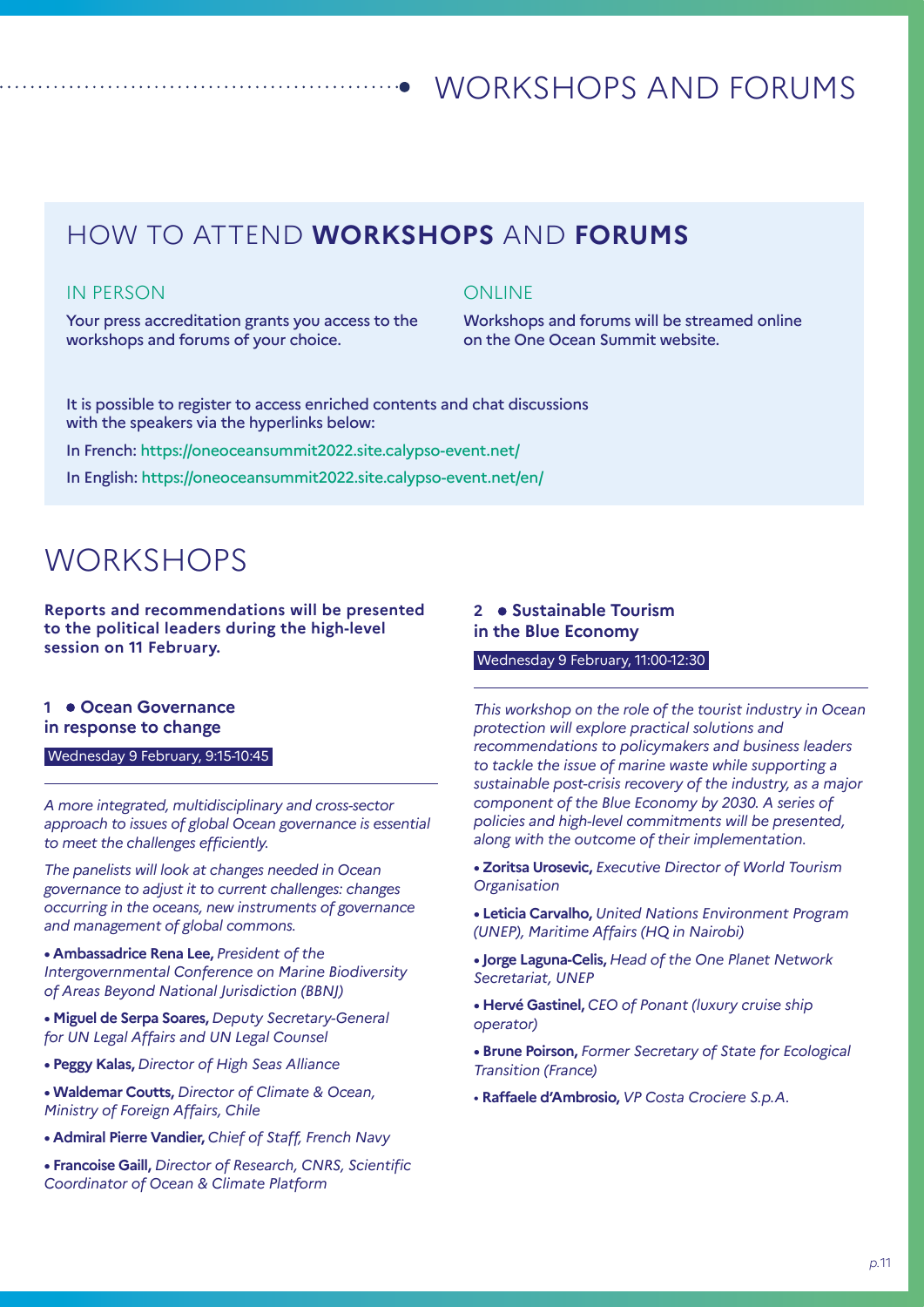# WORKSHOPS AND FORUMS

## HOW TO ATTEND **WORKSHOPS** AND **FORUMS**

### IN PERSON

Your press accreditation grants you access to the workshops and forums of your choice.

### ONLINE

Workshops and forums will be streamed online on the One Ocean Summit website.

It is possible to register to access enriched contents and chat discussions with the speakers via the hyperlinks below:

In French: https://oneoceansummit2022.site.calypso-event.net/

In English: https://oneoceansummit2022.site.calypso-event.net/en/

## WORKSHOPS

**Reports and recommendations will be presented to the political leaders during the high-level session on 11 February.**

### 1 • Ocean Governance in response to change

Wednesday 9 February, 9:15-10:45

*A more integrated, multidisciplinary and cross-sector approach to issues of global Ocean governance is essential to meet the challenges efficiently.*

*The panelists will look at changes needed in Ocean governance to adjust it to current challenges: changes occurring in the oceans, new instruments of governance and management of global commons.*

- **Ambassadrice Rena Lee,** *President of the Intergovernmental Conference on Marine Biodiversity of Areas Beyond National Jurisdiction (BBNJ)*
- **Miguel de Serpa Soares,** *Deputy Secretary-General for UN Legal Affairs and UN Legal Counsel*
- **Peggy Kalas,** *Director of High Seas Alliance*
- **Waldemar Coutts,** *Director of Climate & Ocean, Ministry of Foreign Affairs, Chile*
- **Admiral Pierre Vandier,** *Chief of Staff, French Navy*
- **Francoise Gaill,** *Director of Research, CNRS, Scientific Coordinator of Ocean & Climate Platform*

### 2 • Sustainable Tourism in the Blue Economy

Wednesday 9 February, 11:00-12:30

*This workshop on the role of the tourist industry in Ocean protection will explore practical solutions and recommendations to policymakers and business leaders to tackle the issue of marine waste while supporting a sustainable post-crisis recovery of the industry, as a major component of the Blue Economy by 2030. A series of policies and high-level commitments will be presented, along with the outcome of their implementation.*

- **Zoritsa Urosevic,** *Executive Director of World Tourism Organisation*
- **Leticia Carvalho,** *United Nations Environment Program (UNEP), Maritime Affairs (HQ in Nairobi)*
- **Jorge Laguna-Celis,** *Head of the One Planet Network Secretariat, UNEP*
- **Hervé Gastinel,** *CEO of Ponant (luxury cruise ship operator)*
- **Brune Poirson,** *Former Secretary of State for Ecological Transition (France)*
- **Raffaele d'Ambrosio,** *VP Costa Crociere S.p.A.*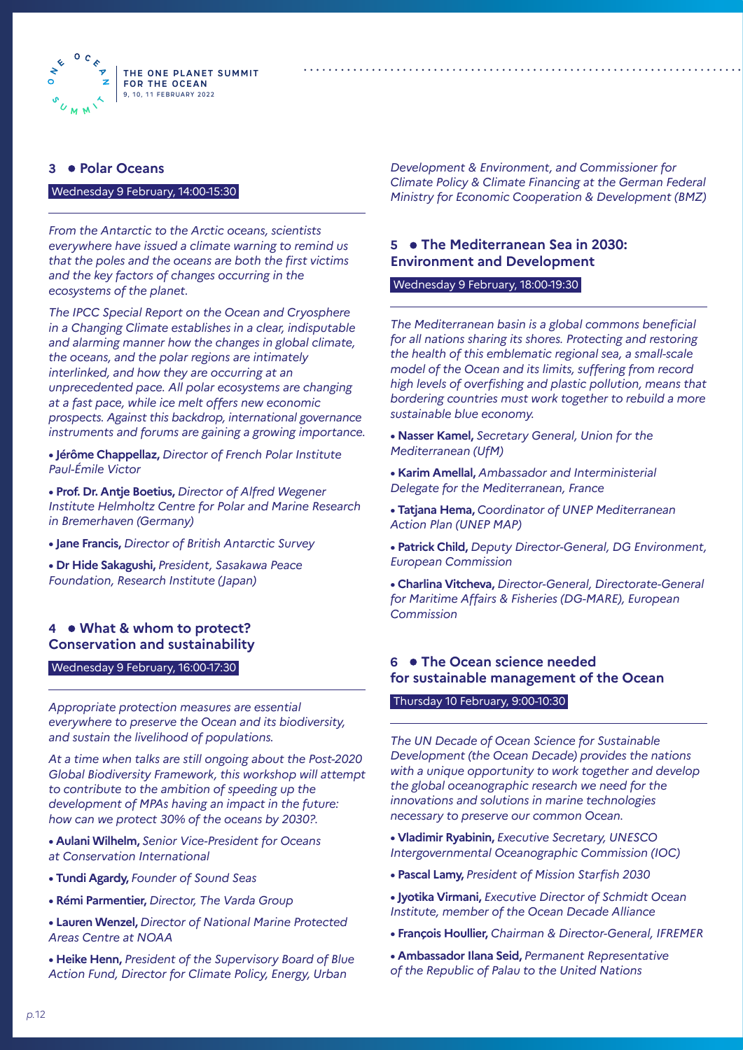## 3 • Polar Oceans

Wednesday 9 February, 14:00-15:30

*From the Antarctic to the Arctic oceans, scientists everywhere have issued a climate warning to remind us that the poles and the oceans are both the first victims and the key factors of changes occurring in the ecosystems of the planet.*

*The IPCC Special Report on the Ocean and Cryosphere in a Changing Climate establishes in a clear, indisputable and alarming manner how the changes in global climate, the oceans, and the polar regions are intimately interlinked, and how they are occurring at an unprecedented pace. All polar ecosystems are changing at a fast pace, while ice melt offers new economic prospects. Against this backdrop, international governance instruments and forums are gaining a growing importance.*

- **Jérôme Chappellaz,** *Director of French Polar Institute Paul-Émile Victor*
- **Prof. Dr. Antje Boetius,** *Director of Alfred Wegener Institute Helmholtz Centre for Polar and Marine Research in Bremerhaven (Germany)*
- **Jane Francis,** *Director of British Antarctic Survey*
- **Dr Hide Sakagushi,** *President, Sasakawa Peace Foundation, Research Institute (Japan)*

## 4 • What & whom to protect? Conservation and sustainability

Wednesday 9 February, 16:00-17:30

*Appropriate protection measures are essential everywhere to preserve the Ocean and its biodiversity, and sustain the livelihood of populations.*

*At a time when talks are still ongoing about the Post-2020 Global Biodiversity Framework, this workshop will attempt to contribute to the ambition of speeding up the development of MPAs having an impact in the future: how can we protect 30% of the oceans by 2030?.*

- **Aulani Wilhelm,** *Senior Vice-President for Oceans at Conservation International*
- **Tundi Agardy,** *Founder of Sound Seas*
- **Rémi Parmentier,** *Director, The Varda Group*
- **Lauren Wenzel,** *Director of National Marine Protected Areas Centre at NOAA*
- **Heike Henn,** *President of the Supervisory Board of Blue Action Fund, Director for Climate Policy, Energy, Urban Development & Environment, and Commissioner for Climate Policy & Climate Financing at the German Federal Ministry for Economic Cooperation & Development (BMZ)*

## 5 • The Mediterranean Sea in 2030: Environment and Development

Wednesday 9 February, 18:00-19:30

*The Mediterranean basin is a global commons beneficial for all nations sharing its shores. Protecting and restoring the health of this emblematic regional sea, a small-scale model of the Ocean and its limits, suffering from record high levels of overfishing and plastic pollution, means that bordering countries must work together to rebuild a more sustainable blue economy.*

- **Nasser Kamel,** *Secretary General, Union for the Mediterranean (UfM)*
- **Karim Amellal,** *Ambassador and Interministerial Delegate for the Mediterranean, France*
- **Tatjana Hema,** *Coordinator of UNEP Mediterranean Action Plan (UNEP MAP)*
- **Patrick Child,** *Deputy Director-General, DG Environment, European Commission*
- **Charlina Vitcheva,** *Director-General, Directorate-General for Maritime Affairs & Fisheries (DG-MARE), European Commission*

## 6 • The Ocean science needed for sustainable management of the Ocean

Thursday 10 February, 9:00-10:30

*The UN Decade of Ocean Science for Sustainable Development (the Ocean Decade) provides the nations with a unique opportunity to work together and develop the global oceanographic research we need for the innovations and solutions in marine technologies necessary to preserve our common Ocean.*

- **Vladimir Ryabinin,** *Executive Secretary, UNESCO Intergovernmental Oceanographic Commission (IOC)*
- **Pascal Lamy,** *President of Mission Starfish 2030*
- **Jyotika Virmani,** *Executive Director of Schmidt Ocean Institute, member of the Ocean Decade Alliance*
- **François Houllier,** *Chairman & Director-General, IFREMER*
- **Ambassador Ilana Seid,** *Permanent Representative of the Republic of Palau to the United Nations*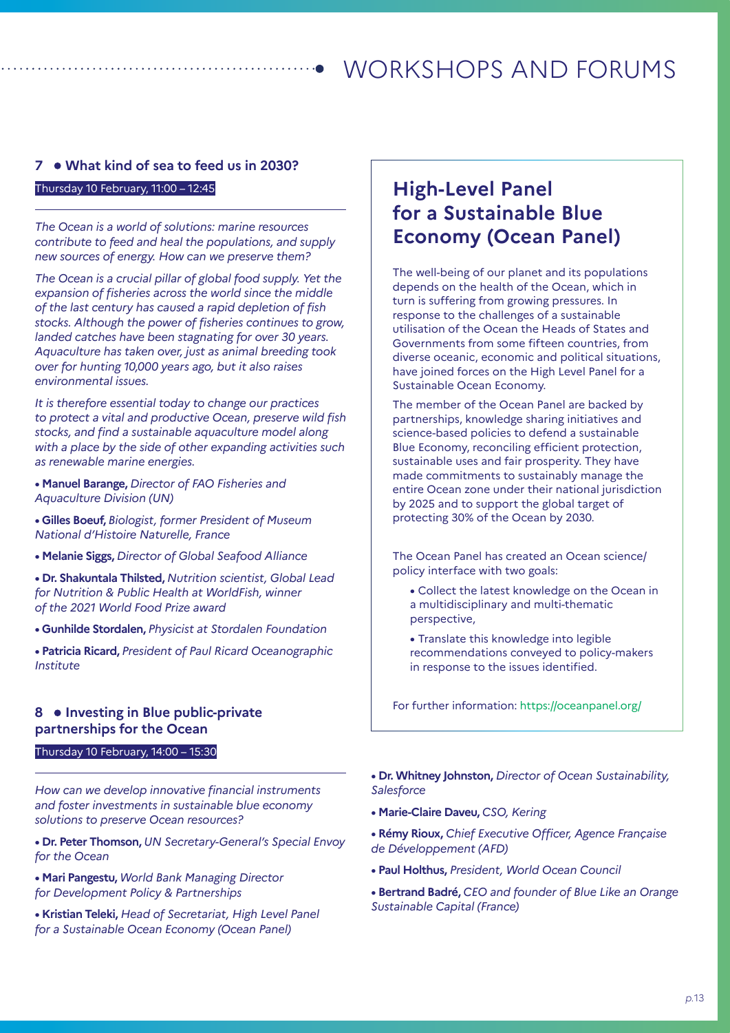# WORKSHOPS AND FORUMS

## 7 • What kind of sea to feed us in 2030?

Thursday 10 February, 11:00 – 12:45

*The Ocean is a world of solutions: marine resources contribute to feed and heal the populations, and supply new sources of energy. How can we preserve them?*

*The Ocean is a crucial pillar of global food supply. Yet the expansion of fisheries across the world since the middle of the last century has caused a rapid depletion of fish stocks. Although the power of fisheries continues to grow, landed catches have been stagnating for over 30 years. Aquaculture has taken over, just as animal breeding took over for hunting 10,000 years ago, but it also raises environmental issues.*

*It is therefore essential today to change our practices to protect a vital and productive Ocean, preserve wild fish stocks, and find a sustainable aquaculture model along with a place by the side of other expanding activities such as renewable marine energies.*

- **Manuel Barange,** *Director of FAO Fisheries and Aquaculture Division (UN)*
- **Gilles Boeuf,** *Biologist, former President of Museum National d'Histoire Naturelle, France*
- **Melanie Siggs,** *Director of Global Seafood Alliance*
- **Dr. Shakuntala Thilsted,** *Nutrition scientist, Global Lead for Nutrition & Public Health at WorldFish, winner of the 2021 World Food Prize award*
- **Gunhilde Stordalen,** *Physicist at Stordalen Foundation*
- **Patricia Ricard,** *President of Paul Ricard Oceanographic Institute*

## 8 • Investing in Blue public-private partnerships for the Ocean

Thursday 10 February, 14:00 – 15:30

*How can we develop innovative financial instruments and foster investments in sustainable blue economy solutions to preserve Ocean resources?*

- **Dr. Peter Thomson,** *UN Secretary-General's Special Envoy for the Ocean*
- **Mari Pangestu,** *World Bank Managing Director for Development Policy & Partnerships*
- **Kristian Teleki,** *Head of Secretariat, High Level Panel for a Sustainable Ocean Economy (Ocean Panel)*
- **Dr. Whitney Johnston,** *Director of Ocean Sustainability, Salesforce*
- **Marie-Claire Daveu,** *CSO, Kering*
- **Rémy Rioux,** *Chief Executive Officer, Agence Française de Développement (AFD)*
- **Paul Holthus,** *President, World Ocean Council*
- **Bertrand Badré,** *CEO and founder of Blue Like an Orange Sustainable Capital (France)*

## High-Level Panel for a Sustainable Blue Economy (Ocean Panel)

The well-being of our planet and its populations depends on the health of the Ocean, which in turn is suffering from growing pressures. In response to the challenges of a sustainable utilisation of the Ocean the Heads of States and Governments from some fifteen countries, from diverse oceanic, economic and political situations, have joined forces on the High Level Panel for a Sustainable Ocean Economy.

The member of the Ocean Panel are backed by partnerships, knowledge sharing initiatives and science-based policies to defend a sustainable Blue Economy, reconciling efficient protection, sustainable uses and fair prosperity. They have made commitments to sustainably manage the entire Ocean zone under their national jurisdiction by 2025 and to support the global target of protecting 30% of the Ocean by 2030.

The Ocean Panel has created an Ocean science/policy interface with two goals:

- Collect the latest knowledge on the Ocean in a multidisciplinary and multi-thematic perspective,
- Translate this knowledge into legible recommendations conveyed to policy-makers in response to the issues identified.

For further information: https://oceanpanel.org/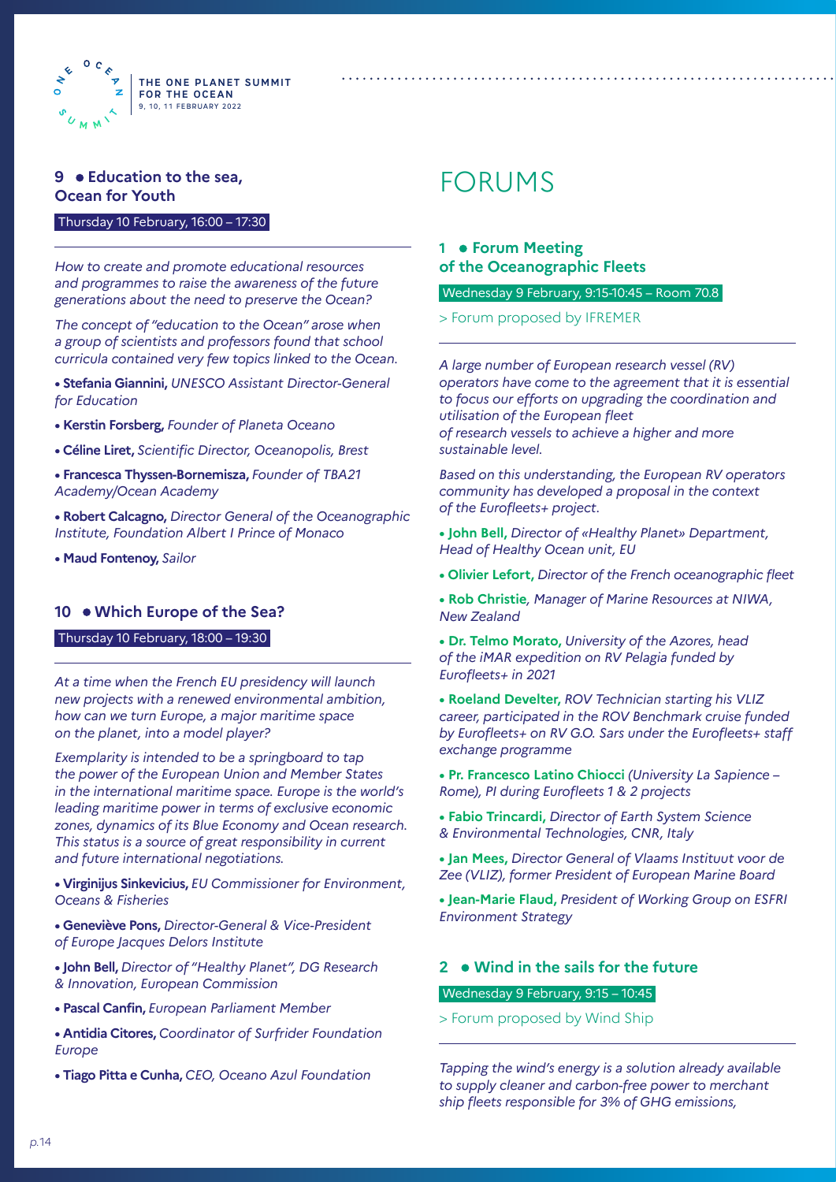## 9 • Education to the sea, Ocean for Youth

Thursday 10 February, 16:00 – 17:30

*How to create and promote educational resources and programmes to raise the awareness of the future generations about the need to preserve the Ocean?*

*The concept of "education to the Ocean" arose when a group of scientists and professors found that school curricula contained very few topics linked to the Ocean.*

- **Stefania Giannini,** *UNESCO Assistant Director-General for Education*
- **Kerstin Forsberg,** *Founder of Planeta Oceano*
- **Céline Liret,** *Scientific Director, Oceanopolis, Brest*
- **Francesca Thyssen-Bornemisza,** *Founder of TBA21 Academy/Ocean Academy*
- **Robert Calcagno,** *Director General of the Oceanographic Institute, Foundation Albert I Prince of Monaco*
- **Maud Fontenoy,** *Sailor*

## 10 • Which Europe of the Sea?

Thursday 10 February, 18:00 – 19:30

*At a time when the French EU presidency will launch new projects with a renewed environmental ambition, how can we turn Europe, a major maritime space on the planet, into a model player?*

*Exemplarity is intended to be a springboard to tap the power of the European Union and Member States in the international maritime space. Europe is the world's leading maritime power in terms of exclusive economic zones, dynamics of its Blue Economy and Ocean research. This status is a source of great responsibility in current and future international negotiations.*

- **Virginijus Sinkevicius,** *EU Commissioner for Environment, Oceans & Fisheries*
- **Geneviève Pons,** *Director-General & Vice-President of Europe Jacques Delors Institute*
- **John Bell,** *Director of "Healthy Planet", DG Research & Innovation, European Commission*
- **Pascal Canfin,** *European Parliament Member*
- **Antidia Citores,** *Coordinator of Surfrider Foundation Europe*
- **Tiago Pitta e Cunha,** *CEO, Oceano Azul Foundation*

# FORUMS

## 1 • Forum Meeting of the Oceanographic Fleets

Wednesday 9 February, 9:15-10:45 – Room 70.8

> Forum proposed by IFREMER

*A large number of European research vessel (RV) operators have come to the agreement that it is essential to focus our efforts on upgrading the coordination and utilisation of the European fleet of research vessels to achieve a higher and more sustainable level.*

*Based on this understanding, the European RV operators community has developed a proposal in the context of the Eurofleets+ project.*

- **John Bell,** *Director of «Healthy Planet» Department, Head of Healthy Ocean unit, EU*
- **Olivier Lefort,** *Director of the French oceanographic fleet*
- **Rob Christie***, Manager of Marine Resources at NIWA, New Zealand*
- **Dr. Telmo Morato,** *University of the Azores, head of the iMAR expedition on RV Pelagia funded by Eurofleets+ in 2021*
- **Roeland Develter,** *ROV Technician starting his VLIZ career, participated in the ROV Benchmark cruise funded by Eurofleets+ on RV G.O. Sars under the Eurofleets+ staff exchange programme*
- **Pr. Francesco Latino Chiocci** *(University La Sapience – Rome), PI during Eurofleets 1 & 2 projects*
- **Fabio Trincardi,** *Director of Earth System Science & Environmental Technologies, CNR, Italy*
- **Jan Mees,** *Director General of Vlaams Instituut voor de Zee (VLIZ), former President of European Marine Board*
- **Jean-Marie Flaud,** *President of Working Group on ESFRI Environment Strategy*

## 2 • Wind in the sails for the future

Wednesday 9 February, 9:15 – 10:45

> Forum proposed by Wind Ship

*Tapping the wind's energy is a solution already available to supply cleaner and carbon-free power to merchant ship fleets responsible for 3% of GHG emissions,*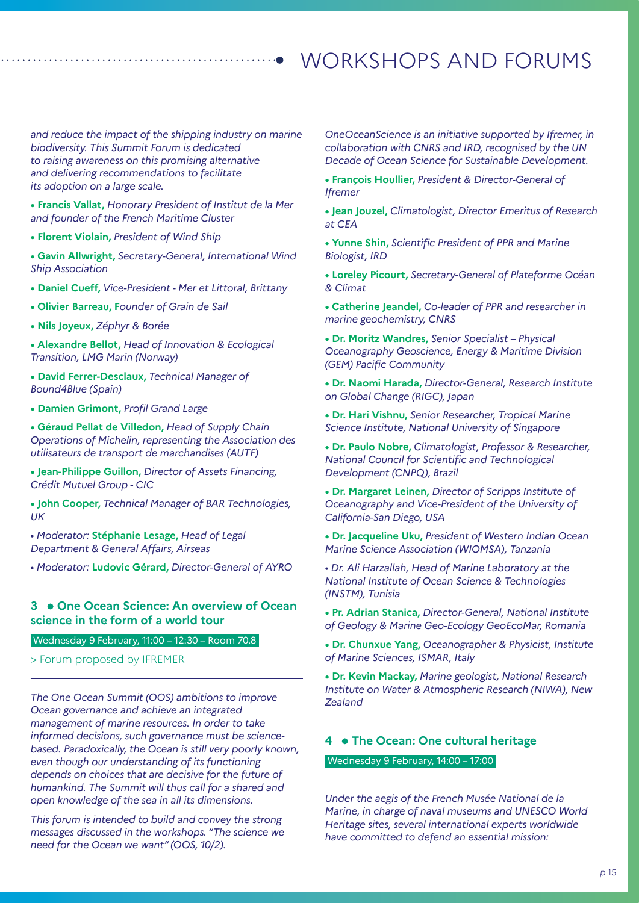# WORKSHOPS AND FORUMS

*and reduce the impact of the shipping industry on marine biodiversity. This Summit Forum is dedicated to raising awareness on this promising alternative and delivering recommendations to facilitate its adoption on a large scale.*

- **Francis Vallat,** *Honorary President of Institut de la Mer and founder of the French Maritime Cluster*
- **Florent Violain,** *President of Wind Ship*
- **Gavin Allwright,** *Secretary-General, International Wind Ship Association*
- **Daniel Cueff,** *Vice-President - Mer et Littoral, Brittany*
- **Olivier Barreau,** *Founder of Grain de Sail*
- **Nils Joyeux,** *Zéphyr & Borée*
- **Alexandre Bellot,** *Head of Innovation & Ecological Transition, LMG Marin (Norway)*
- **David Ferrer-Desclaux,** *Technical Manager of Bound4Blue (Spain)*
- **Damien Grimont,** *Profil Grand Large*
- **Géraud Pellat de Villedon,** *Head of Supply Chain Operations of Michelin, representing the Association des utilisateurs de transport de marchandises (AUTF)*
- **Jean-Philippe Guillon,** *Director of Assets Financing, Crédit Mutuel Group - CIC*
- **John Cooper,** *Technical Manager of BAR Technologies, UK*
- *Moderator:* **Stéphanie Lesage,** *Head of Legal Department & General Affairs, Airseas*
- *Moderator:* **Ludovic Gérard,** *Director-General of AYRO*

## 3 • One Ocean Science: An overview of Ocean science in the form of a world tour

Wednesday 9 February, 11:00 – 12:30 – Room 70.8

> Forum proposed by IFREMER

*The One Ocean Summit (OOS) ambitions to improve Ocean governance and achieve an integrated management of marine resources. In order to take informed decisions, such governance must be science-based. Paradoxically, the Ocean is still very poorly known, even though our understanding of its functioning depends on choices that are decisive for the future of humankind. The Summit will thus call for a shared and open knowledge of the sea in all its dimensions.*

*This forum is intended to build and convey the strong messages discussed in the workshops. "The science we need for the Ocean we want" (OOS, 10/2).*

*OneOceanScience is an initiative supported by Ifremer, in collaboration with CNRS and IRD, recognised by the UN Decade of Ocean Science for Sustainable Development.*

- **François Houllier,** *President & Director-General of Ifremer*
- **Jean Jouzel,** *Climatologist, Director Emeritus of Research at CEA*
- **Yunne Shin,** *Scientific President of PPR and Marine Biologist, IRD*
- **Loreley Picourt,** *Secretary-General of Plateforme Océan & Climat*
- **Catherine Jeandel,** *Co-leader of PPR and researcher in marine geochemistry, CNRS*
- **Dr. Moritz Wandres,** *Senior Specialist – Physical Oceanography Geoscience, Energy & Maritime Division (GEM) Pacific Community*
- **Dr. Naomi Harada,** *Director-General, Research Institute on Global Change (RIGC), Japan*
- **Dr. Hari Vishnu,** *Senior Researcher, Tropical Marine Science Institute, National University of Singapore*
- **Dr. Paulo Nobre,** *Climatologist, Professor & Researcher, National Council for Scientific and Technological Development (CNPQ), Brazil*
- **Dr. Margaret Leinen,** *Director of Scripps Institute of Oceanography and Vice-President of the University of California-San Diego, USA*
- **Dr. Jacqueline Uku,** *President of Western Indian Ocean Marine Science Association (WIOMSA), Tanzania*
- *Dr. Ali Harzallah, Head of Marine Laboratory at the National Institute of Ocean Science & Technologies (INSTM), Tunisia*
- **Pr. Adrian Stanica,** *Director-General, National Institute of Geology & Marine Geo-Ecology GeoEcoMar, Romania*
- **Dr. Chunxue Yang,** *Oceanographer & Physicist, Institute of Marine Sciences, ISMAR, Italy*
- **Dr. Kevin Mackay,** *Marine geologist, National Research Institute on Water & Atmospheric Research (NIWA), New Zealand*

## 4 • The Ocean: One cultural heritage

Wednesday 9 February, 14:00 – 17:00

*Under the aegis of the French Musée National de la Marine, in charge of naval museums and UNESCO World Heritage sites, several international experts worldwide have committed to defend an essential mission:*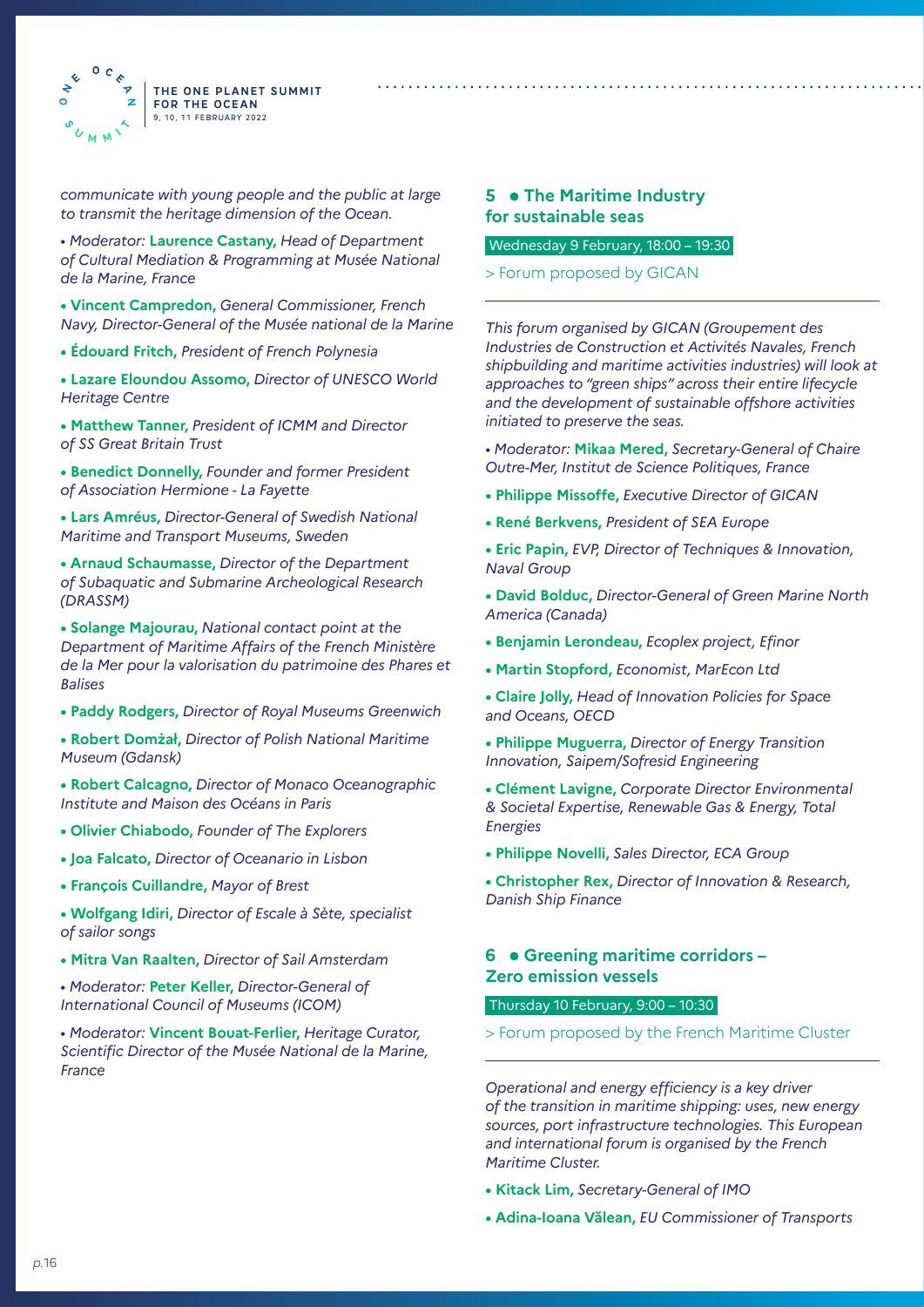*communicate with young people and the public at large to transmit the heritage dimension of the Ocean.*

- *Moderator:* **Laurence Castany,** *Head of Department of Cultural Mediation & Programming at Musée National de la Marine, France*
- **Vincent Campredon,** *General Commissioner, French Navy, Director-General of the Musée national de la Marine*
- **Édouard Fritch,** *President of French Polynesia*
- **Lazare Eloundou Assomo,** *Director of UNESCO World Heritage Centre*
- **Matthew Tanner,** *President of ICMM and Director of SS Great Britain Trust*
- **Benedict Donnelly,** *Founder and former President of Association Hermione - La Fayette*
- **Lars Amréus,** *Director-General of Swedish National Maritime and Transport Museums, Sweden*
- **Arnaud Schaumasse,** *Director of the Department of Subaquatic and Submarine Archeological Research (DRASSM)*
- **Solange Majourau,** *National contact point at the Department of Maritime Affairs of the French Ministère de la Mer pour la valorisation du patrimoine des Phares et Balises*
- **Paddy Rodgers,** *Director of Royal Museums Greenwich*
- **Robert Domżał,** *Director of Polish National Maritime Museum (Gdansk)*
- **Robert Calcagno,** *Director of Monaco Oceanographic Institute and Maison des Océans in Paris*
- **Olivier Chiabodo,** *Founder of The Explorers*
- **Joa Falcato,** *Director of Oceanario in Lisbon*
- **François Cuillandre,** *Mayor of Brest*
- **Wolfgang Idiri,** *Director of Escale à Sète, specialist of sailor songs*
- **Mitra Van Raalten,** *Director of Sail Amsterdam*
- *Moderator:* **Peter Keller,** *Director-General of International Council of Museums (ICOM)*
- *Moderator:* **Vincent Bouat-Ferlier,** *Heritage Curator, Scientific Director of the Musée National de la Marine, France*

## 5 • The Maritime Industry for sustainable seas

Wednesday 9 February, 18:00 – 19:30

> Forum proposed by GICAN

*This forum organised by GICAN (Groupement des Industries de Construction et Activités Navales, French shipbuilding and maritime activities industries) will look at approaches to "green ships" across their entire lifecycle and the development of sustainable offshore activities initiated to preserve the seas.*

- *Moderator:* **Mikaa Mered,** *Secretary-General of Chaire Outre-Mer, Institut de Science Politiques, France*
- **Philippe Missoffe,** *Executive Director of GICAN*
- **René Berkvens,** *President of SEA Europe*
- **Eric Papin,** *EVP, Director of Techniques & Innovation, Naval Group*
- **David Bolduc,** *Director-General of Green Marine North America (Canada)*
- **Benjamin Lerondeau,** *Ecoplex project, Efinor*
- **Martin Stopford,** *Economist, MarEcon Ltd*
- **Claire Jolly,** *Head of Innovation Policies for Space and Oceans, OECD*
- **Philippe Muguerra,** *Director of Energy Transition Innovation, Saipem/Sofresid Engineering*
- **Clément Lavigne,** *Corporate Director Environmental & Societal Expertise, Renewable Gas & Energy, Total Energies*
- **Philippe Novelli,** *Sales Director, ECA Group*
- **Christopher Rex,** *Director of Innovation & Research, Danish Ship Finance*

## 6 • Greening maritime corridors – Zero emission vessels

Thursday 10 February, 9:00 – 10:30

> Forum proposed by the French Maritime Cluster

*Operational and energy efficiency is a key driver of the transition in maritime shipping: uses, new energy sources, port infrastructure technologies. This European and international forum is organised by the French Maritime Cluster.*

- **Kitack Lim,** *Secretary-General of IMO*
- **Adina-Ioana Vălean,** *EU Commissioner of Transports*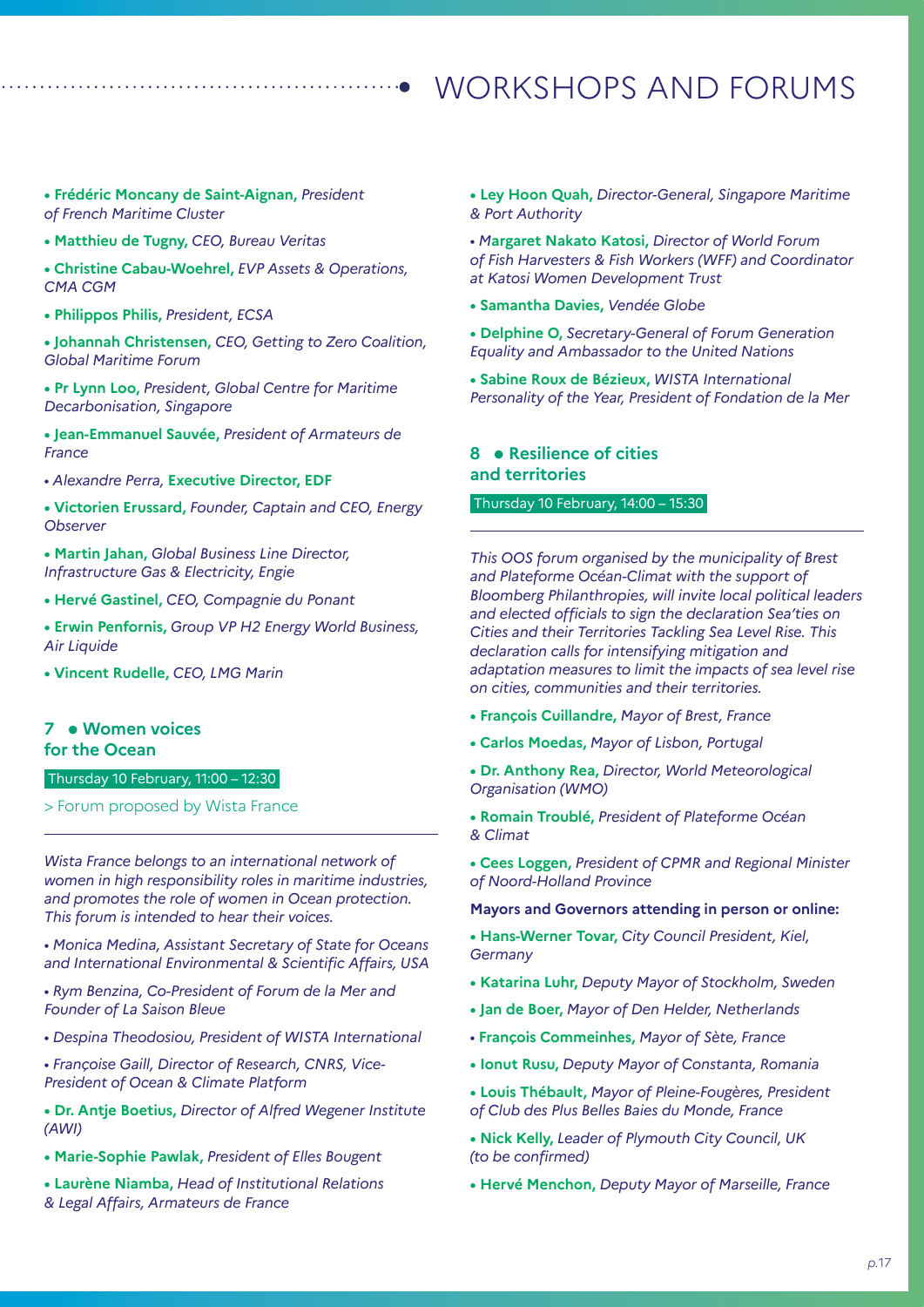# WORKSHOPS AND FORUMS

- **Frédéric Moncany de Saint-Aignan,** *President of French Maritime Cluster*
- **Matthieu de Tugny,** *CEO, Bureau Veritas*
- **Christine Cabau-Woehrel,** *EVP Assets & Operations, CMA CGM*
- **Philippos Philis,** *President, ECSA*
- **Johannah Christensen,** *CEO, Getting to Zero Coalition, Global Maritime Forum*
- **Pr Lynn Loo,** *President, Global Centre for Maritime Decarbonisation, Singapore*
- **Jean-Emmanuel Sauvée,** *President of Armateurs de France*
- *Alexandre Perra,* **Executive Director, EDF**
- **Victorien Erussard,** *Founder, Captain and CEO, Energy Observer*
- **Martin Jahan,** *Global Business Line Director, Infrastructure Gas & Electricity, Engie*
- **Hervé Gastinel,** *CEO, Compagnie du Ponant*
- **Erwin Penfornis,** *Group VP H2 Energy World Business, Air Liquide*
- **Vincent Rudelle,** *CEO, LMG Marin*

## 7 • Women voices for the Ocean

Thursday 10 February, 11:00 – 12:30

> Forum proposed by Wista France

*Wista France belongs to an international network of women in high responsibility roles in maritime industries, and promotes the role of women in Ocean protection. This forum is intended to hear their voices.*

- *Monica Medina, Assistant Secretary of State for Oceans and International Environmental & Scientific Affairs, USA*
- *Rym Benzina, Co-President of Forum de la Mer and Founder of La Saison Bleue*
- *Despina Theodosiou, President of WISTA International*
- *Françoise Gaill, Director of Research, CNRS, Vice-President of Ocean & Climate Platform*
- **Dr. Antje Boetius,** *Director of Alfred Wegener Institute (AWI)*
- **Marie-Sophie Pawlak,** *President of Elles Bougent*
- **Laurène Niamba,** *Head of Institutional Relations & Legal Affairs, Armateurs de France*
- **Ley Hoon Quah,** *Director-General, Singapore Maritime & Port Authority*
- **Margaret Nakato Katosi,** *Director of World Forum of Fish Harvesters & Fish Workers (WFF) and Coordinator at Katosi Women Development Trust*
- **Samantha Davies,** *Vendée Globe*
- **Delphine O,** *Secretary-General of Forum Generation Equality and Ambassador to the United Nations*
- **Sabine Roux de Bézieux,** *WISTA International Personality of the Year, President of Fondation de la Mer*

## 8 • Resilience of cities and territories

Thursday 10 February, 14:00 – 15:30

*This OOS forum organised by the municipality of Brest and Plateforme Océan-Climat with the support of Bloomberg Philanthropies, will invite local political leaders and elected officials to sign the declaration Sea'ties on Cities and their Territories Tackling Sea Level Rise. This declaration calls for intensifying mitigation and adaptation measures to limit the impacts of sea level rise on cities, communities and their territories.*

- **François Cuillandre,** *Mayor of Brest, France*
- **Carlos Moedas,** *Mayor of Lisbon, Portugal*
- **Dr. Anthony Rea,** *Director, World Meteorological Organisation (WMO)*
- **Romain Troublé,** *President of Plateforme Océan & Climat*
- **Cees Loggen,** *President of CPMR and Regional Minister of Noord-Holland Province*

**Mayors and Governors attending in person or online:**

- **Hans-Werner Tovar,** *City Council President, Kiel, Germany*
- **Katarina Luhr,** *Deputy Mayor of Stockholm, Sweden*
- **Jan de Boer,** *Mayor of Den Helder, Netherlands*
- **François Commeinhes,** *Mayor of Sète, France*
- **Ionut Rusu,** *Deputy Mayor of Constanta, Romania*
- **Louis Thébault,** *Mayor of Pleine-Fougères, President of Club des Plus Belles Baies du Monde, France*
- **Nick Kelly,** *Leader of Plymouth City Council, UK (to be confirmed)*
- **Hervé Menchon,** *Deputy Mayor of Marseille, France*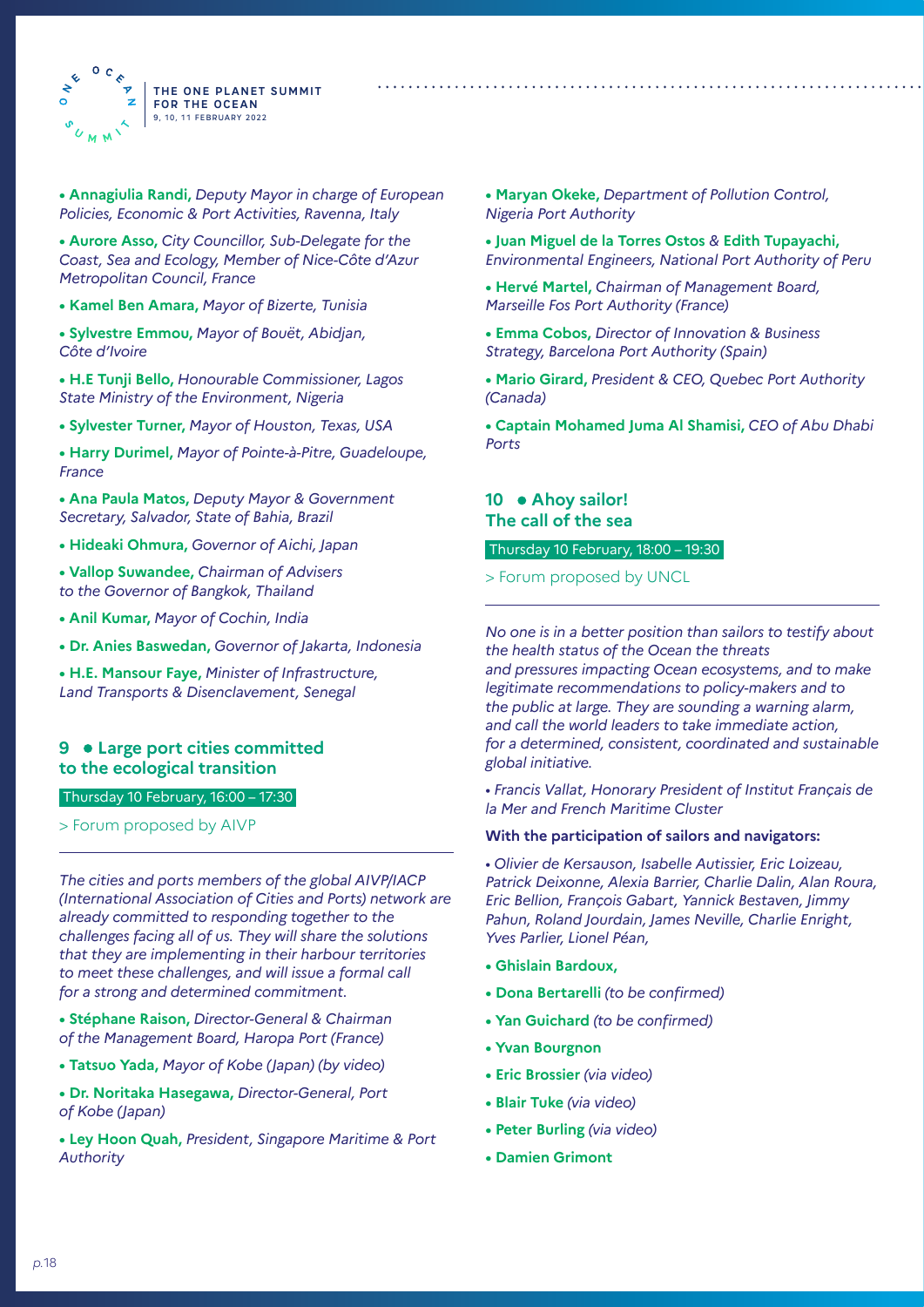- **Annagiulia Randi,** *Deputy Mayor in charge of European Policies, Economic & Port Activities, Ravenna, Italy*
- **Aurore Asso,** *City Councillor, Sub-Delegate for the Coast, Sea and Ecology, Member of Nice-Côte d'Azur Metropolitan Council, France*
- **Kamel Ben Amara,** *Mayor of Bizerte, Tunisia*
- **Sylvestre Emmou,** *Mayor of Bouët, Abidjan, Côte d'Ivoire*
- **H.E Tunji Bello,** *Honourable Commissioner, Lagos State Ministry of the Environment, Nigeria*
- **Sylvester Turner,** *Mayor of Houston, Texas, USA*
- **Harry Durimel,** *Mayor of Pointe-à-Pitre, Guadeloupe, France*
- **Ana Paula Matos,** *Deputy Mayor & Government Secretary, Salvador, State of Bahia, Brazil*
- **Hideaki Ohmura,** *Governor of Aichi, Japan*
- **Vallop Suwandee,** *Chairman of Advisers to the Governor of Bangkok, Thailand*
- **Anil Kumar,** *Mayor of Cochin, India*
- **Dr. Anies Baswedan,** *Governor of Jakarta, Indonesia*
- **H.E. Mansour Faye,** *Minister of Infrastructure, Land Transports & Disenclavement, Senegal*

## 9 • Large port cities committed to the ecological transition

Thursday 10 February, 16:00 – 17:30

> Forum proposed by AIVP

*The cities and ports members of the global AIVP/IACP (International Association of Cities and Ports) network are already committed to responding together to the challenges facing all of us. They will share the solutions that they are implementing in their harbour territories to meet these challenges, and will issue a formal call for a strong and determined commitment.*

- **Stéphane Raison,** *Director-General & Chairman of the Management Board, Haropa Port (France)*
- **Tatsuo Yada,** *Mayor of Kobe (Japan) (by video)*
- **Dr. Noritaka Hasegawa,** *Director-General, Port of Kobe (Japan)*
- **Ley Hoon Quah,** *President, Singapore Maritime & Port Authority*
- **Maryan Okeke,** *Department of Pollution Control, Nigeria Port Authority*
- **Juan Miguel de la Torres Ostos & Edith Tupayachi,** *Environmental Engineers, National Port Authority of Peru*
- **Hervé Martel,** *Chairman of Management Board, Marseille Fos Port Authority (France)*
- **Emma Cobos,** *Director of Innovation & Business Strategy, Barcelona Port Authority (Spain)*
- **Mario Girard,** *President & CEO, Quebec Port Authority (Canada)*
- **Captain Mohamed Juma Al Shamisi,** *CEO of Abu Dhabi Ports*

## 10 • Ahoy sailor! The call of the sea

Thursday 10 February, 18:00 – 19:30

> Forum proposed by UNCL

*No one is in a better position than sailors to testify about the health status of the Ocean the threats and pressures impacting Ocean ecosystems, and to make legitimate recommendations to policy-makers and to the public at large. They are sounding a warning alarm, and call the world leaders to take immediate action, for a determined, consistent, coordinated and sustainable global initiative.*

- *Francis Vallat, Honorary President of Institut Français de la Mer and French Maritime Cluster*

**With the participation of sailors and navigators:**

- *Olivier de Kersauson, Isabelle Autissier, Eric Loizeau, Patrick Deixonne, Alexia Barrier, Charlie Dalin, Alan Roura, Eric Bellion, François Gabart, Yannick Bestaven, Jimmy Pahun, Roland Jourdain, James Neville, Charlie Enright, Yves Parlier, Lionel Péan,*
- **Ghislain Bardoux,**
- **Dona Bertarelli** *(to be confirmed)*
- **Yan Guichard** *(to be confirmed)*
- **Yvan Bourgnon**
- **Eric Brossier** *(via video)*
- **Blair Tuke** *(via video)*
- **Peter Burling** *(via video)*
- **Damien Grimont**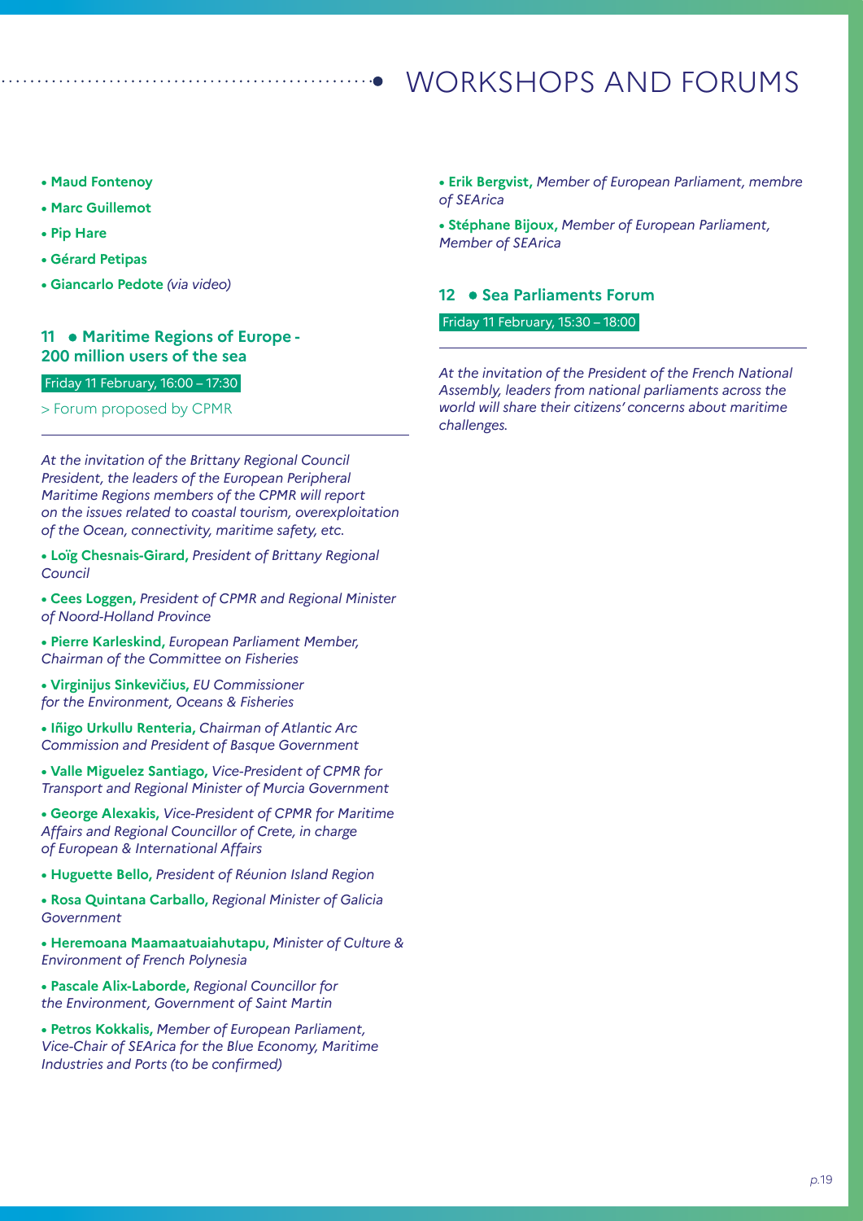# WORKSHOPS AND FORUMS

- **Maud Fontenoy**
- **Marc Guillemot**
- **Pip Hare**
- **Gérard Petipas**
- **Giancarlo Pedote** *(via video)*

## 11 • Maritime Regions of Europe - 200 million users of the sea

Friday 11 February, 16:00 – 17:30

> Forum proposed by CPMR

*At the invitation of the Brittany Regional Council President, the leaders of the European Peripheral Maritime Regions members of the CPMR will report on the issues related to coastal tourism, overexploitation of the Ocean, connectivity, maritime safety, etc.*

- **Loïg Chesnais-Girard,** *President of Brittany Regional Council*
- **Cees Loggen,** *President of CPMR and Regional Minister of Noord-Holland Province*
- **Pierre Karleskind,** *European Parliament Member, Chairman of the Committee on Fisheries*
- **Virginijus Sinkevičius,** *EU Commissioner for the Environment, Oceans & Fisheries*
- **Iñigo Urkullu Renteria,** *Chairman of Atlantic Arc Commission and President of Basque Government*
- **Valle Miguelez Santiago,** *Vice-President of CPMR for Transport and Regional Minister of Murcia Government*
- **George Alexakis,** *Vice-President of CPMR for Maritime Affairs and Regional Councillor of Crete, in charge of European & International Affairs*
- **Huguette Bello,** *President of Réunion Island Region*
- **Rosa Quintana Carballo,** *Regional Minister of Galicia Government*
- **Heremoana Maamaatuaiahutapu,** *Minister of Culture & Environment of French Polynesia*
- **Pascale Alix-Laborde,** *Regional Councillor for the Environment, Government of Saint Martin*
- **Petros Kokkalis,** *Member of European Parliament, Vice-Chair of SEArica for the Blue Economy, Maritime Industries and Ports (to be confirmed)*
- **Erik Bergvist,** *Member of European Parliament, membre of SEArica*
- **Stéphane Bijoux,** *Member of European Parliament, Member of SEArica*

## 12 • Sea Parliaments Forum

Friday 11 February, 15:30 – 18:00

*At the invitation of the President of the French National Assembly, leaders from national parliaments across the world will share their citizens' concerns about maritime challenges.*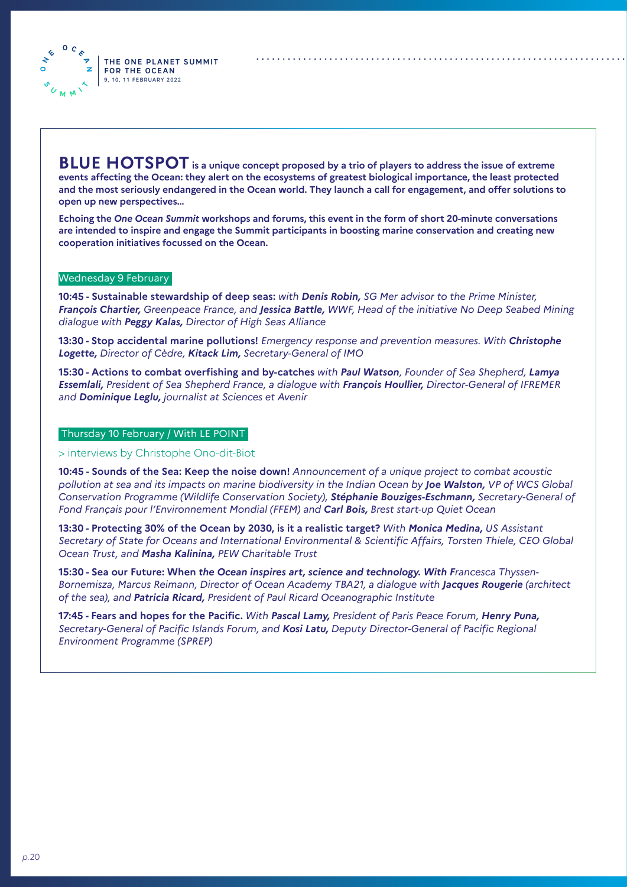**BLUE HOTSPOT** **is a unique concept proposed by a trio of players to address the issue of extreme events affecting the Ocean: they alert on the ecosystems of greatest biological importance, the least protected and the most seriously endangered in the Ocean world. They launch a call for engagement, and offer solutions to open up new perspectives...**

**Echoing the *One Ocean Summit* workshops and forums, this event in the form of short 20-minute conversations are intended to inspire and engage the Summit participants in boosting marine conservation and creating new cooperation initiatives focussed on the Ocean.**

## Wednesday 9 February

**10:45 - Sustainable stewardship of deep seas:** *with **Denis Robin,** SG Mer advisor to the Prime Minister, **François Chartier,** Greenpeace France, and **Jessica Battle,** WWF, Head of the initiative No Deep Seabed Mining dialogue with **Peggy Kalas,** Director of High Seas Alliance*

**13:30 - Stop accidental marine pollutions!** *Emergency response and prevention measures. With **Christophe Logette,** Director of Cèdre, **Kitack Lim,** Secretary-General of IMO*

**15:30 - Actions to combat overfishing and by-catches** *with **Paul Watson**, Founder of Sea Shepherd, **Lamya Essemlali,** President of Sea Shepherd France, a dialogue with **François Houllier,** Director-General of IFREMER and **Dominique Leglu,** journalist at Sciences et Avenir*

## Thursday 10 February / With LE POINT

> interviews by Christophe Ono-dit-Biot

**10:45 - Sounds of the Sea: Keep the noise down!** *Announcement of a unique project to combat acoustic pollution at sea and its impacts on marine biodiversity in the Indian Ocean by **Joe Walston,** VP of WCS Global Conservation Programme (Wildlife Conservation Society), **Stéphanie Bouziges-Eschmann,** Secretary-General of Fond Français pour l'Environnement Mondial (FFEM) and **Carl Bois,** Brest start-up Quiet Ocean*

**13:30 - Protecting 30% of the Ocean by 2030, is it a realistic target?** *With **Monica Medina,** US Assistant Secretary of State for Oceans and International Environmental & Scientific Affairs, Torsten Thiele, CEO Global Ocean Trust, and **Masha Kalinina,** PEW Charitable Trust*

**15:30 - Sea our Future: When *the Ocean inspires art, science and technology. With F*** *rancesca Thyssen-Bornemisza, Marcus Reimann, Director of Ocean Academy TBA21, a dialogue with **Jacques Rougerie** (architect of the sea), and **Patricia Ricard,** President of Paul Ricard Oceanographic Institute*

**17:45 - Fears and hopes for the Pacific.** *With **Pascal Lamy,** President of Paris Peace Forum, **Henry Puna,** Secretary-General of Pacific Islands Forum, and **Kosi Latu,** Deputy Director-General of Pacific Regional Environment Programme (SPREP)*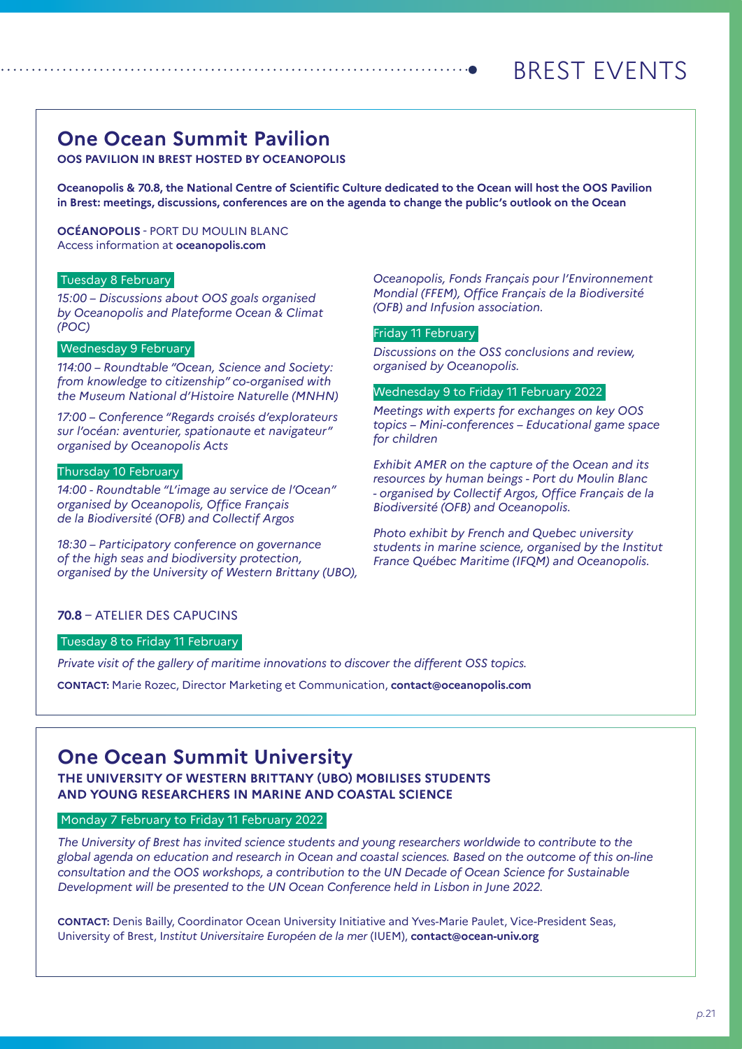# BREST EVENTS

## One Ocean Summit Pavilion

**OOS PAVILION IN BREST HOSTED BY OCEANOPOLIS**

**Oceanopolis & 70.8, the National Centre of Scientific Culture dedicated to the Ocean will host the OOS Pavilion in Brest: meetings, discussions, conferences are on the agenda to change the public's outlook on the Ocean**

**OCÉANOPOLIS** - PORT DU MOULIN BLANC
Access information at **oceanopolis.com**

**Tuesday 8 February**

*15:00 – Discussions about OOS goals organised by Oceanopolis and Plateforme Ocean & Climat (POC)*

**Wednesday 9 February**

*114:00 – Roundtable "Ocean, Science and Society: from knowledge to citizenship" co-organised with the Museum National d'Histoire Naturelle (MNHN)*

*17:00 – Conference "Regards croisés d'explorateurs sur l'océan: aventurier, spationaute et navigateur" organised by Oceanopolis Acts*

**Thursday 10 February**

*14:00 - Roundtable "L'image au service de l'Ocean" organised by Oceanopolis, Office Français de la Biodiversité (OFB) and Collectif Argos*

*18:30 – Participatory conference on governance of the high seas and biodiversity protection, organised by the University of Western Brittany (UBO), Oceanopolis, Fonds Français pour l'Environnement Mondial (FFEM), Office Français de la Biodiversité (OFB) and Infusion association.*

**Friday 11 February**

*Discussions on the OSS conclusions and review, organised by Oceanopolis.*

**Wednesday 9 to Friday 11 February 2022**

*Meetings with experts for exchanges on key OOS topics – Mini-conferences – Educational game space for children*

*Exhibit AMER on the capture of the Ocean and its resources by human beings - Port du Moulin Blanc - organised by Collectif Argos, Office Français de la Biodiversité (OFB) and Oceanopolis.*

*Photo exhibit by French and Quebec university students in marine science, organised by the Institut France Québec Maritime (IFQM) and Oceanopolis.*

**70.8** – ATELIER DES CAPUCINS

**Tuesday 8 to Friday 11 February**

*Private visit of the gallery of maritime innovations to discover the different OSS topics.*

**CONTACT:** Marie Rozec, Director Marketing et Communication, **contact@oceanopolis.com**

## One Ocean Summit University

**THE UNIVERSITY OF WESTERN BRITTANY (UBO) MOBILISES STUDENTS AND YOUNG RESEARCHERS IN MARINE AND COASTAL SCIENCE**

**Monday 7 February to Friday 11 February 2022**

*The University of Brest has invited science students and young researchers worldwide to contribute to the global agenda on education and research in Ocean and coastal sciences. Based on the outcome of this on-line consultation and the OOS workshops, a contribution to the UN Decade of Ocean Science for Sustainable Development will be presented to the UN Ocean Conference held in Lisbon in June 2022.*

**CONTACT:** Denis Bailly, Coordinator Ocean University Initiative and Yves-Marie Paulet, Vice-President Seas, University of Brest, I*nstitut Universitaire Européen de la mer* (IUEM), **contact@ocean-univ.org**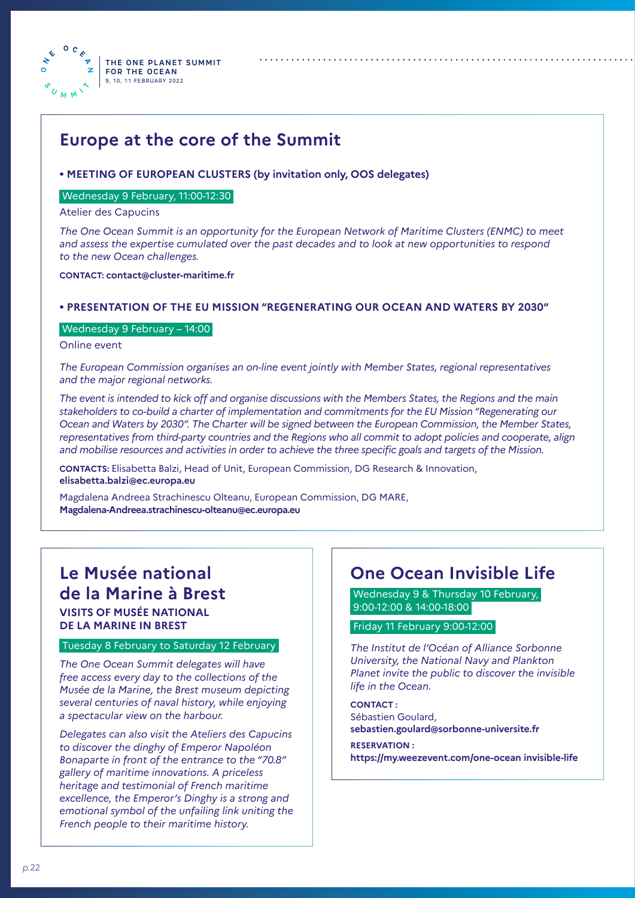## Europe at the core of the Summit

**• MEETING OF EUROPEAN CLUSTERS (by invitation only, OOS delegates)**

Wednesday 9 February, 11:00-12:30

Atelier des Capucins

*The One Ocean Summit is an opportunity for the European Network of Maritime Clusters (ENMC) to meet and assess the expertise cumulated over the past decades and to look at new opportunities to respond to the new Ocean challenges.*

**CONTACT: contact@cluster-maritime.fr**

**• PRESENTATION OF THE EU MISSION "REGENERATING OUR OCEAN AND WATERS BY 2030"**

Wednesday 9 February – 14:00

Online event

*The European Commission organises an on-line event jointly with Member States, regional representatives and the major regional networks.*

*The event is intended to kick off and organise discussions with the Members States, the Regions and the main stakeholders to co-build a charter of implementation and commitments for the EU Mission "Regenerating our Ocean and Waters by 2030". The Charter will be signed between the European Commission, the Member States, representatives from third-party countries and the Regions who all commit to adopt policies and cooperate, align and mobilise resources and activities in order to achieve the three specific goals and targets of the Mission.*

**CONTACTS:** Elisabetta Balzi, Head of Unit, European Commission, DG Research & Innovation, **elisabetta.balzi@ec.europa.eu**

Magdalena Andreea Strachinescu Olteanu, European Commission, DG MARE, **Magdalena-Andreea.strachinescu-olteanu@ec.europa.eu**

## Le Musée national de la Marine à Brest

**VISITS OF MUSÉE NATIONAL DE LA MARINE IN BREST**

Tuesday 8 February to Saturday 12 February

*The One Ocean Summit delegates will have free access every day to the collections of the Musée de la Marine, the Brest museum depicting several centuries of naval history, while enjoying a spectacular view on the harbour.*

*Delegates can also visit the Ateliers des Capucins to discover the dinghy of Emperor Napoléon Bonaparte in front of the entrance to the "70.8" gallery of maritime innovations. A priceless heritage and testimonial of French maritime excellence, the Emperor's Dinghy is a strong and emotional symbol of the unfailing link uniting the French people to their maritime history.*

## One Ocean Invisible Life

Wednesday 9 & Thursday 10 February, 9:00-12:00 & 14:00-18:00

Friday 11 February 9:00-12:00

*The Institut de l'Océan of Alliance Sorbonne University, the National Navy and Plankton Planet invite the public to discover the invisible life in the Ocean.*

**CONTACT :**
Sébastien Goulard,
**sebastien.goulard@sorbonne-universite.fr**

**RESERVATION :**
**https://my.weezevent.com/one-ocean invisible-life**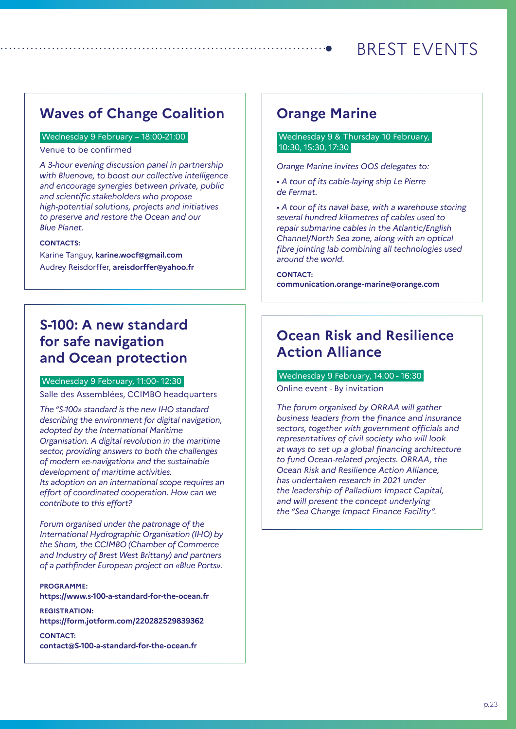# BREST EVENTS

## Waves of Change Coalition

Wednesday 9 February – 18:00-21:00

Venue to be confirmed

*A 3-hour evening discussion panel in partnership with Bluenove, to boost our collective intelligence and encourage synergies between private, public and scientific stakeholders who propose high-potential solutions, projects and initiatives to preserve and restore the Ocean and our Blue Planet.*

**CONTACTS:**

Karine Tanguy, **karine.wocf@gmail.com**
Audrey Reisdorffer, **areisdorffer@yahoo.fr**

## S-100: A new standard for safe navigation and Ocean protection

Wednesday 9 February, 11:00- 12:30

Salle des Assemblées, CCIMBO headquarters

*The "S-100» standard is the new IHO standard describing the environment for digital navigation, adopted by the International Maritime Organisation. A digital revolution in the maritime sector, providing answers to both the challenges of modern «e-navigation» and the sustainable development of maritime activities.*
*Its adoption on an international scope requires an effort of coordinated cooperation. How can we contribute to this effort?*

*Forum organised under the patronage of the International Hydrographic Organisation (IHO) by the Shom, the CCIMBO (Chamber of Commerce and Industry of Brest West Brittany) and partners of a pathfinder European project on «Blue Ports».*

**PROGRAMME:**
**https://www.s-100-a-standard-for-the-ocean.fr**

**REGISTRATION:**
**https://form.jotform.com/220282529839362**

**CONTACT:**
**contact@S-100-a-standard-for-the-ocean.fr**

## Orange Marine

Wednesday 9 & Thursday 10 February, 10:30, 15:30, 17:30

*Orange Marine invites OOS delegates to:*

- *A tour of its cable-laying ship Le Pierre de Fermat.*
- *A tour of its naval base, with a warehouse storing several hundred kilometres of cables used to repair submarine cables in the Atlantic/English Channel/North Sea zone, along with an optical fibre jointing lab combining all technologies used around the world.*

**CONTACT:**
**communication.orange-marine@orange.com**

## Ocean Risk and Resilience Action Alliance

Wednesday 9 February, 14:00 - 16:30

Online event - By invitation

*The forum organised by ORRAA will gather business leaders from the finance and insurance sectors, together with government officials and representatives of civil society who will look at ways to set up a global financing architecture to fund Ocean-related projects. ORRAA, the Ocean Risk and Resilience Action Alliance, has undertaken research in 2021 under the leadership of Palladium Impact Capital, and will present the concept underlying the "Sea Change Impact Finance Facility".*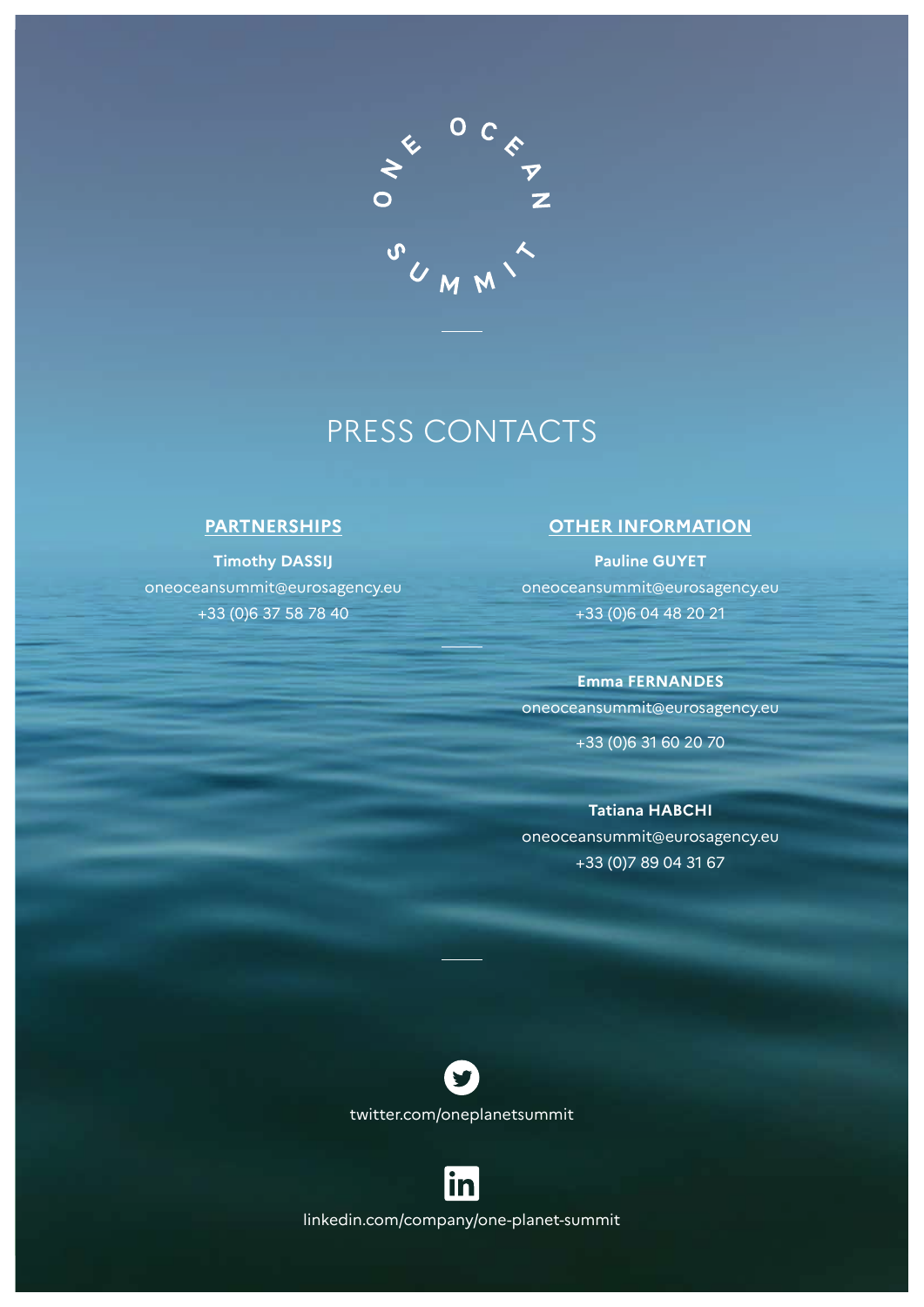ONE OCEAN SUMMIT

# PRESS CONTACTS

## PARTNERSHIPS

**Timothy DASSIJ**
oneoceansummit@eurosagency.eu
+33 (0)6 37 58 78 40

## OTHER INFORMATION

**Pauline GUYET**
oneoceansummit@eurosagency.eu
+33 (0)6 04 48 20 21

**Emma FERNANDES**
oneoceansummit@eurosagency.eu
+33 (0)6 31 60 20 70

**Tatiana HABCHI**
oneoceansummit@eurosagency.eu
+33 (0)7 89 04 31 67

twitter.com/oneplanetsummit

linkedin.com/company/one-planet-summit